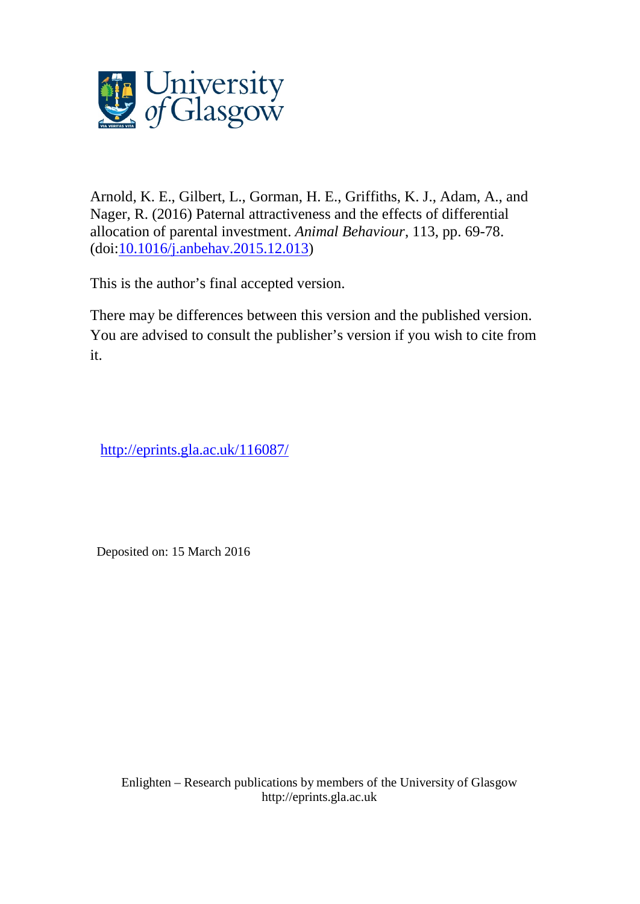Arnold, K. E., Gilbert, L., Gorman, H. E., Griffiths, K. J., Adam, A., and Nager, R. (2016) Paternal attractiveness and the effects of differential allocation of parental investment. *Animal Behaviour*, 113, pp. 69-78. (doi:[10.1016/j.anbehav.2015.12.013](http://dx.doi.org/10.1016/j.anbehav.2015.12.013))

This is the author's final accepted version.

There may be differences between this version and the published version. You are advised to consult the publisher's version if you wish to cite from it.

[http://eprints.gla.ac.uk/116087/](http://eprints.gla.ac.uk/116087/)

Deposited on: 15 March 2016

Enlighten – Research publications by members of the University of Glasgow
http://eprints.gla.ac.uk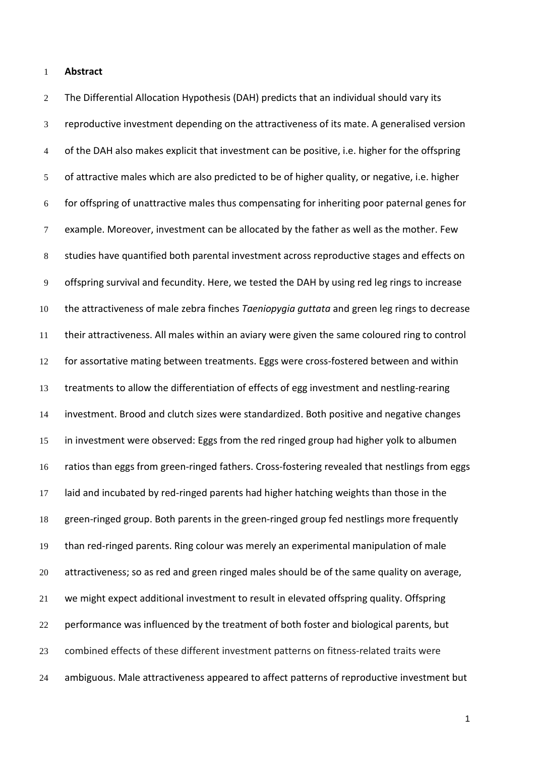## Abstract

The Differential Allocation Hypothesis (DAH) predicts that an individual should vary its reproductive investment depending on the attractiveness of its mate. A generalised version of the DAH also makes explicit that investment can be positive, i.e. higher for the offspring of attractive males which are also predicted to be of higher quality, or negative, i.e. higher for offspring of unattractive males thus compensating for inheriting poor paternal genes for example. Moreover, investment can be allocated by the father as well as the mother. Few studies have quantified both parental investment across reproductive stages and effects on offspring survival and fecundity. Here, we tested the DAH by using red leg rings to increase the attractiveness of male zebra finches *Taeniopygia guttata* and green leg rings to decrease their attractiveness. All males within an aviary were given the same coloured ring to control for assortative mating between treatments. Eggs were cross-fostered between and within treatments to allow the differentiation of effects of egg investment and nestling-rearing investment. Brood and clutch sizes were standardized. Both positive and negative changes in investment were observed: Eggs from the red ringed group had higher yolk to albumen ratios than eggs from green-ringed fathers. Cross-fostering revealed that nestlings from eggs laid and incubated by red-ringed parents had higher hatching weights than those in the green-ringed group. Both parents in the green-ringed group fed nestlings more frequently than red-ringed parents. Ring colour was merely an experimental manipulation of male attractiveness; so as red and green ringed males should be of the same quality on average, we might expect additional investment to result in elevated offspring quality. Offspring performance was influenced by the treatment of both foster and biological parents, but combined effects of these different investment patterns on fitness-related traits were ambiguous. Male attractiveness appeared to affect patterns of reproductive investment but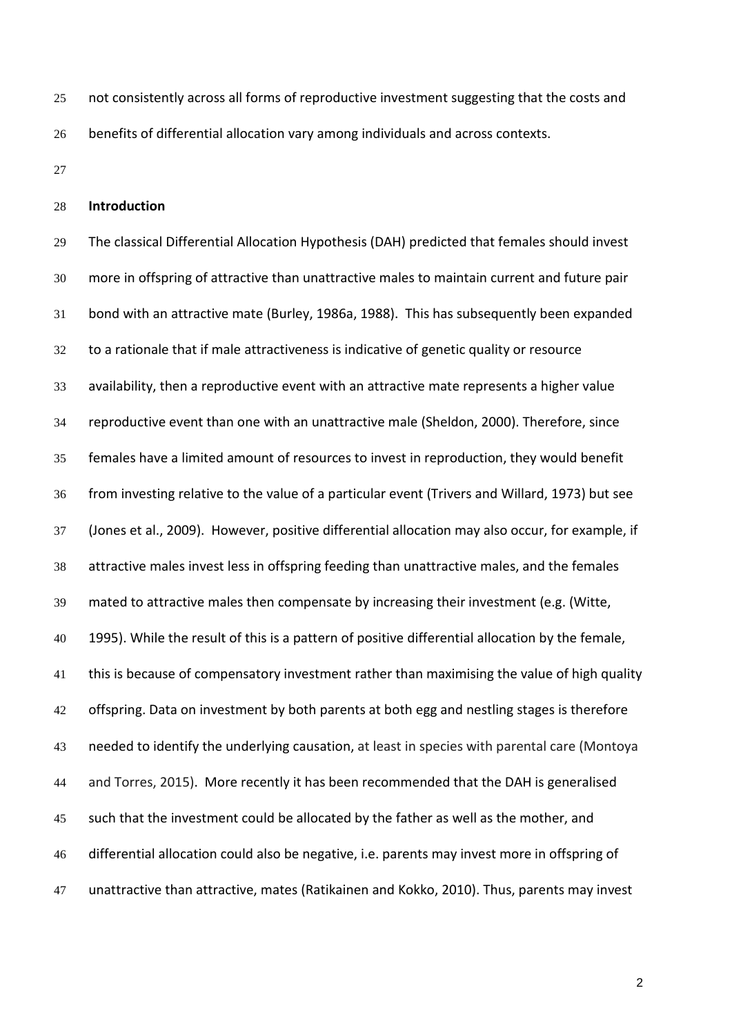not consistently across all forms of reproductive investment suggesting that the costs and benefits of differential allocation vary among individuals and across contexts.

## Introduction

The classical Differential Allocation Hypothesis (DAH) predicted that females should invest more in offspring of attractive than unattractive males to maintain current and future pair bond with an attractive mate (Burley, 1986a, 1988). This has subsequently been expanded to a rationale that if male attractiveness is indicative of genetic quality or resource availability, then a reproductive event with an attractive mate represents a higher value reproductive event than one with an unattractive male (Sheldon, 2000). Therefore, since females have a limited amount of resources to invest in reproduction, they would benefit from investing relative to the value of a particular event (Trivers and Willard, 1973) but see (Jones et al., 2009). However, positive differential allocation may also occur, for example, if attractive males invest less in offspring feeding than unattractive males, and the females mated to attractive males then compensate by increasing their investment (e.g. (Witte, 1995). While the result of this is a pattern of positive differential allocation by the female, this is because of compensatory investment rather than maximising the value of high quality offspring. Data on investment by both parents at both egg and nestling stages is therefore needed to identify the underlying causation, at least in species with parental care (Montoya and Torres, 2015). More recently it has been recommended that the DAH is generalised such that the investment could be allocated by the father as well as the mother, and differential allocation could also be negative, i.e. parents may invest more in offspring of unattractive than attractive, mates (Ratikainen and Kokko, 2010). Thus, parents may invest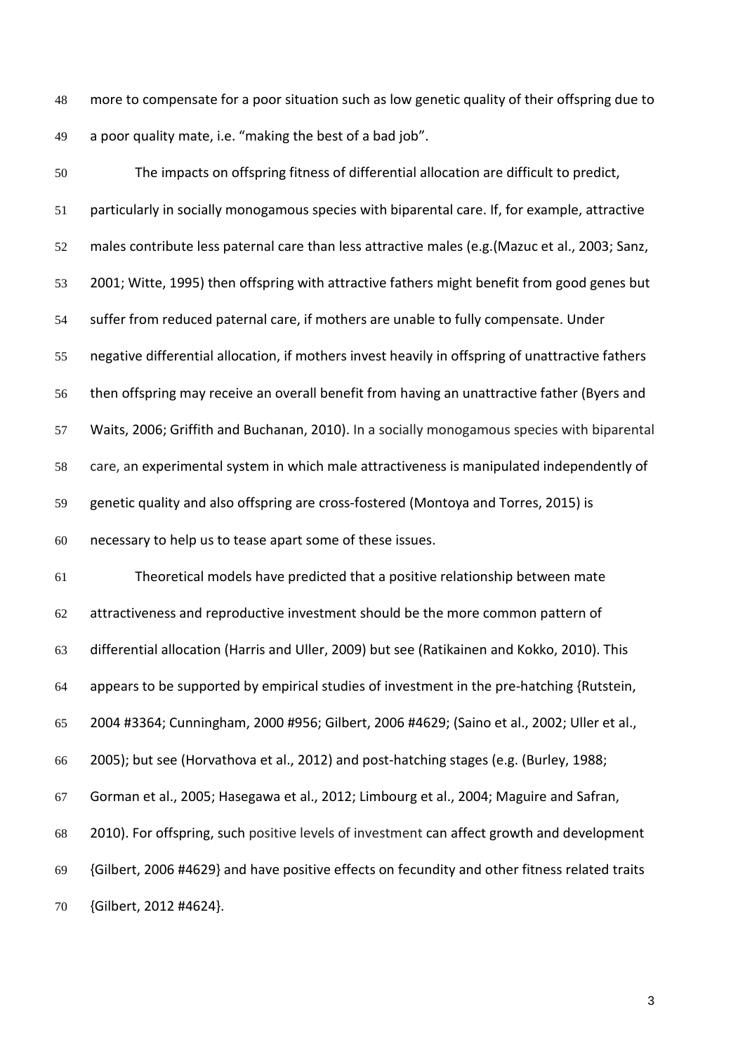more to compensate for a poor situation such as low genetic quality of their offspring due to a poor quality mate, i.e. "making the best of a bad job".

The impacts on offspring fitness of differential allocation are difficult to predict, particularly in socially monogamous species with biparental care. If, for example, attractive males contribute less paternal care than less attractive males (e.g.(Mazuc et al., 2003; Sanz, 2001; Witte, 1995) then offspring with attractive fathers might benefit from good genes but suffer from reduced paternal care, if mothers are unable to fully compensate. Under negative differential allocation, if mothers invest heavily in offspring of unattractive fathers then offspring may receive an overall benefit from having an unattractive father (Byers and Waits, 2006; Griffith and Buchanan, 2010). In a socially monogamous species with biparental care, an experimental system in which male attractiveness is manipulated independently of genetic quality and also offspring are cross-fostered (Montoya and Torres, 2015) is necessary to help us to tease apart some of these issues.

Theoretical models have predicted that a positive relationship between mate attractiveness and reproductive investment should be the more common pattern of differential allocation (Harris and Uller, 2009) but see (Ratikainen and Kokko, 2010). This appears to be supported by empirical studies of investment in the pre-hatching {Rutstein, 2004 #3364; Cunningham, 2000 #956; Gilbert, 2006 #4629; (Saino et al., 2002; Uller et al., 2005); but see (Horvathova et al., 2012) and post-hatching stages (e.g. (Burley, 1988; Gorman et al., 2005; Hasegawa et al., 2012; Limbourg et al., 2004; Maguire and Safran, 2010). For offspring, such positive levels of investment can affect growth and development {Gilbert, 2006 #4629} and have positive effects on fecundity and other fitness related traits {Gilbert, 2012 #4624}.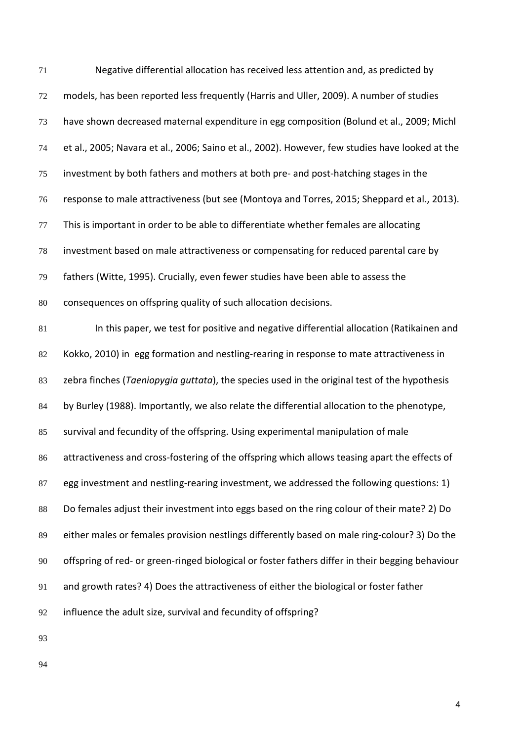Negative differential allocation has received less attention and, as predicted by models, has been reported less frequently (Harris and Uller, 2009). A number of studies have shown decreased maternal expenditure in egg composition (Bolund et al., 2009; Michl et al., 2005; Navara et al., 2006; Saino et al., 2002). However, few studies have looked at the investment by both fathers and mothers at both pre- and post-hatching stages in the response to male attractiveness (but see (Montoya and Torres, 2015; Sheppard et al., 2013). This is important in order to be able to differentiate whether females are allocating investment based on male attractiveness or compensating for reduced parental care by fathers (Witte, 1995). Crucially, even fewer studies have been able to assess the consequences on offspring quality of such allocation decisions.

In this paper, we test for positive and negative differential allocation (Ratikainen and Kokko, 2010) in egg formation and nestling-rearing in response to mate attractiveness in zebra finches (*Taeniopygia guttata*), the species used in the original test of the hypothesis by Burley (1988). Importantly, we also relate the differential allocation to the phenotype, survival and fecundity of the offspring. Using experimental manipulation of male attractiveness and cross-fostering of the offspring which allows teasing apart the effects of egg investment and nestling-rearing investment, we addressed the following questions: 1) Do females adjust their investment into eggs based on the ring colour of their mate? 2) Do either males or females provision nestlings differently based on male ring-colour? 3) Do the offspring of red- or green-ringed biological or foster fathers differ in their begging behaviour and growth rates? 4) Does the attractiveness of either the biological or foster father influence the adult size, survival and fecundity of offspring?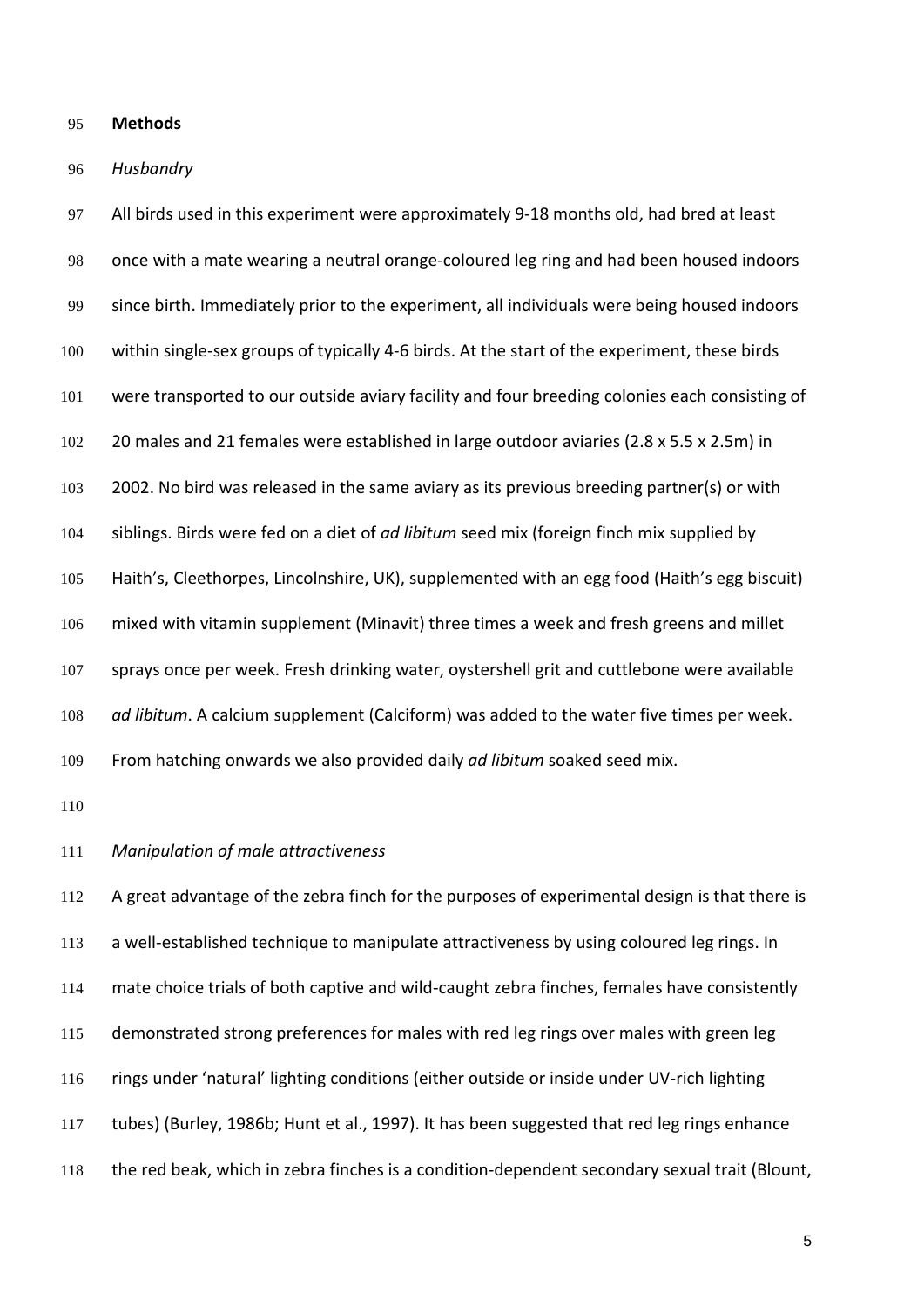## Methods

### *Husbandry*

All birds used in this experiment were approximately 9-18 months old, had bred at least once with a mate wearing a neutral orange-coloured leg ring and had been housed indoors since birth. Immediately prior to the experiment, all individuals were being housed indoors within single-sex groups of typically 4-6 birds. At the start of the experiment, these birds were transported to our outside aviary facility and four breeding colonies each consisting of 20 males and 21 females were established in large outdoor aviaries (2.8 x 5.5 x 2.5m) in 2002. No bird was released in the same aviary as its previous breeding partner(s) or with siblings. Birds were fed on a diet of *ad libitum* seed mix (foreign finch mix supplied by Haith's, Cleethorpes, Lincolnshire, UK), supplemented with an egg food (Haith's egg biscuit) mixed with vitamin supplement (Minavit) three times a week and fresh greens and millet sprays once per week. Fresh drinking water, oystershell grit and cuttlebone were available *ad libitum*. A calcium supplement (Calciform) was added to the water five times per week. From hatching onwards we also provided daily *ad libitum* soaked seed mix.

### *Manipulation of male attractiveness*

A great advantage of the zebra finch for the purposes of experimental design is that there is a well-established technique to manipulate attractiveness by using coloured leg rings. In mate choice trials of both captive and wild-caught zebra finches, females have consistently demonstrated strong preferences for males with red leg rings over males with green leg rings under 'natural' lighting conditions (either outside or inside under UV-rich lighting tubes) (Burley, 1986b; Hunt et al., 1997). It has been suggested that red leg rings enhance the red beak, which in zebra finches is a condition-dependent secondary sexual trait (Blount,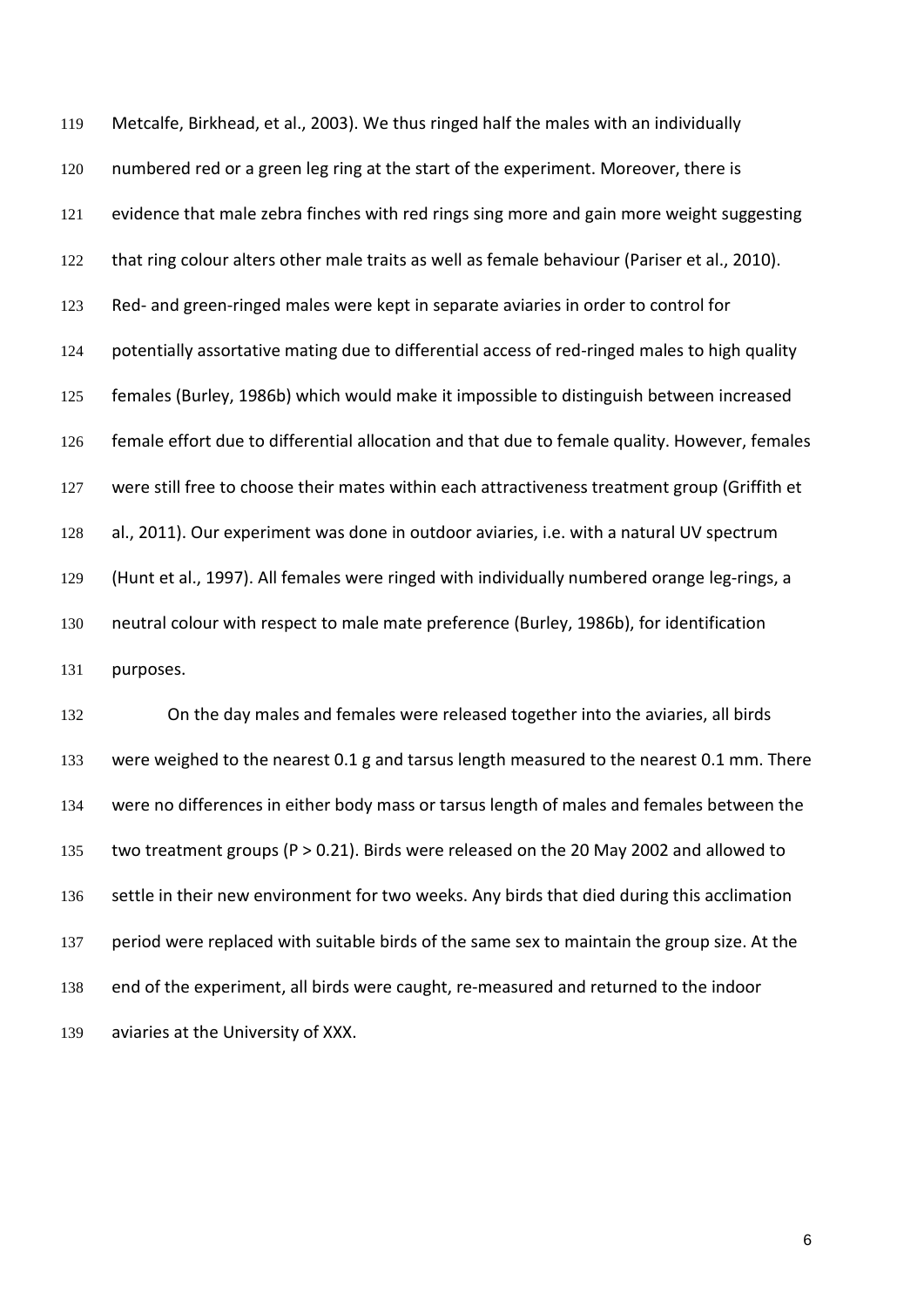Metcalfe, Birkhead, et al., 2003). We thus ringed half the males with an individually numbered red or a green leg ring at the start of the experiment. Moreover, there is evidence that male zebra finches with red rings sing more and gain more weight suggesting that ring colour alters other male traits as well as female behaviour (Pariser et al., 2010). Red- and green-ringed males were kept in separate aviaries in order to control for potentially assortative mating due to differential access of red-ringed males to high quality females (Burley, 1986b) which would make it impossible to distinguish between increased female effort due to differential allocation and that due to female quality. However, females were still free to choose their mates within each attractiveness treatment group (Griffith et al., 2011). Our experiment was done in outdoor aviaries, i.e. with a natural UV spectrum (Hunt et al., 1997). All females were ringed with individually numbered orange leg-rings, a neutral colour with respect to male mate preference (Burley, 1986b), for identification purposes.

On the day males and females were released together into the aviaries, all birds were weighed to the nearest 0.1 g and tarsus length measured to the nearest 0.1 mm. There were no differences in either body mass or tarsus length of males and females between the two treatment groups ($P > 0.21$). Birds were released on the 20 May 2002 and allowed to settle in their new environment for two weeks. Any birds that died during this acclimation period were replaced with suitable birds of the same sex to maintain the group size. At the end of the experiment, all birds were caught, re-measured and returned to the indoor aviaries at the University of XXX.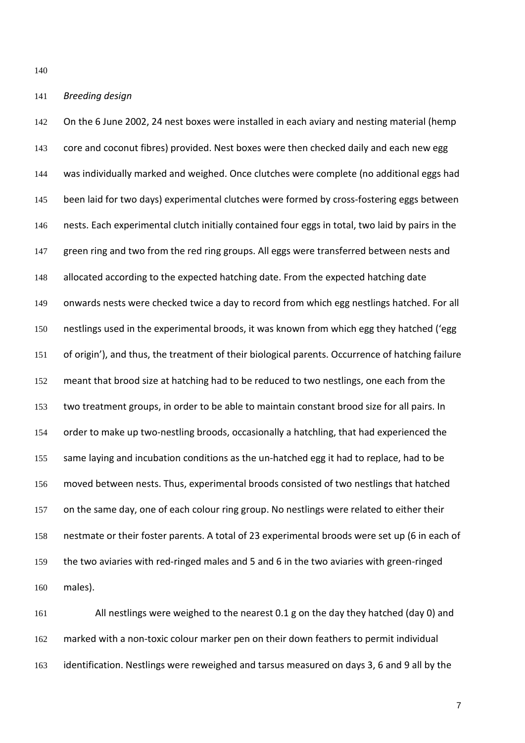*Breeding design*

On the 6 June 2002, 24 nest boxes were installed in each aviary and nesting material (hemp core and coconut fibres) provided. Nest boxes were then checked daily and each new egg was individually marked and weighed. Once clutches were complete (no additional eggs had been laid for two days) experimental clutches were formed by cross-fostering eggs between nests. Each experimental clutch initially contained four eggs in total, two laid by pairs in the green ring and two from the red ring groups. All eggs were transferred between nests and allocated according to the expected hatching date. From the expected hatching date onwards nests were checked twice a day to record from which egg nestlings hatched. For all nestlings used in the experimental broods, it was known from which egg they hatched ('egg of origin'), and thus, the treatment of their biological parents. Occurrence of hatching failure meant that brood size at hatching had to be reduced to two nestlings, one each from the two treatment groups, in order to be able to maintain constant brood size for all pairs. In order to make up two-nestling broods, occasionally a hatchling, that had experienced the same laying and incubation conditions as the un-hatched egg it had to replace, had to be moved between nests. Thus, experimental broods consisted of two nestlings that hatched on the same day, one of each colour ring group. No nestlings were related to either their nestmate or their foster parents. A total of 23 experimental broods were set up (6 in each of the two aviaries with red-ringed males and 5 and 6 in the two aviaries with green-ringed males).

All nestlings were weighed to the nearest 0.1 g on the day they hatched (day 0) and marked with a non-toxic colour marker pen on their down feathers to permit individual identification. Nestlings were reweighed and tarsus measured on days 3, 6 and 9 all by the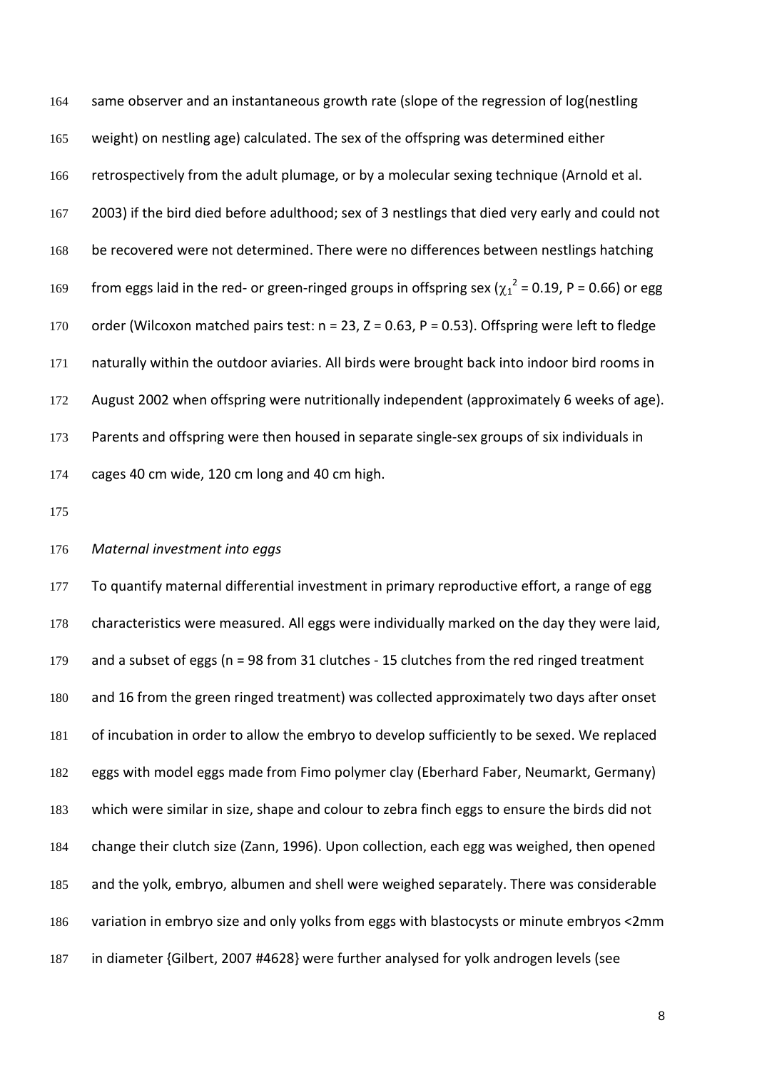same observer and an instantaneous growth rate (slope of the regression of log(nestling weight) on nestling age) calculated. The sex of the offspring was determined either retrospectively from the adult plumage, or by a molecular sexing technique (Arnold et al. 2003) if the bird died before adulthood; sex of 3 nestlings that died very early and could not be recovered were not determined. There were no differences between nestlings hatching from eggs laid in the red- or green-ringed groups in offspring sex ($\chi_1^2$ = 0.19, P = 0.66) or egg order (Wilcoxon matched pairs test: n = 23, Z = 0.63, P = 0.53). Offspring were left to fledge naturally within the outdoor aviaries. All birds were brought back into indoor bird rooms in August 2002 when offspring were nutritionally independent (approximately 6 weeks of age). Parents and offspring were then housed in separate single-sex groups of six individuals in cages 40 cm wide, 120 cm long and 40 cm high.

*Maternal investment into eggs*

To quantify maternal differential investment in primary reproductive effort, a range of egg characteristics were measured. All eggs were individually marked on the day they were laid, and a subset of eggs (n = 98 from 31 clutches - 15 clutches from the red ringed treatment and 16 from the green ringed treatment) was collected approximately two days after onset of incubation in order to allow the embryo to develop sufficiently to be sexed. We replaced eggs with model eggs made from Fimo polymer clay (Eberhard Faber, Neumarkt, Germany) which were similar in size, shape and colour to zebra finch eggs to ensure the birds did not change their clutch size (Zann, 1996). Upon collection, each egg was weighed, then opened and the yolk, embryo, albumen and shell were weighed separately. There was considerable variation in embryo size and only yolks from eggs with blastocysts or minute embryos <2mm in diameter {Gilbert, 2007 #4628} were further analysed for yolk androgen levels (see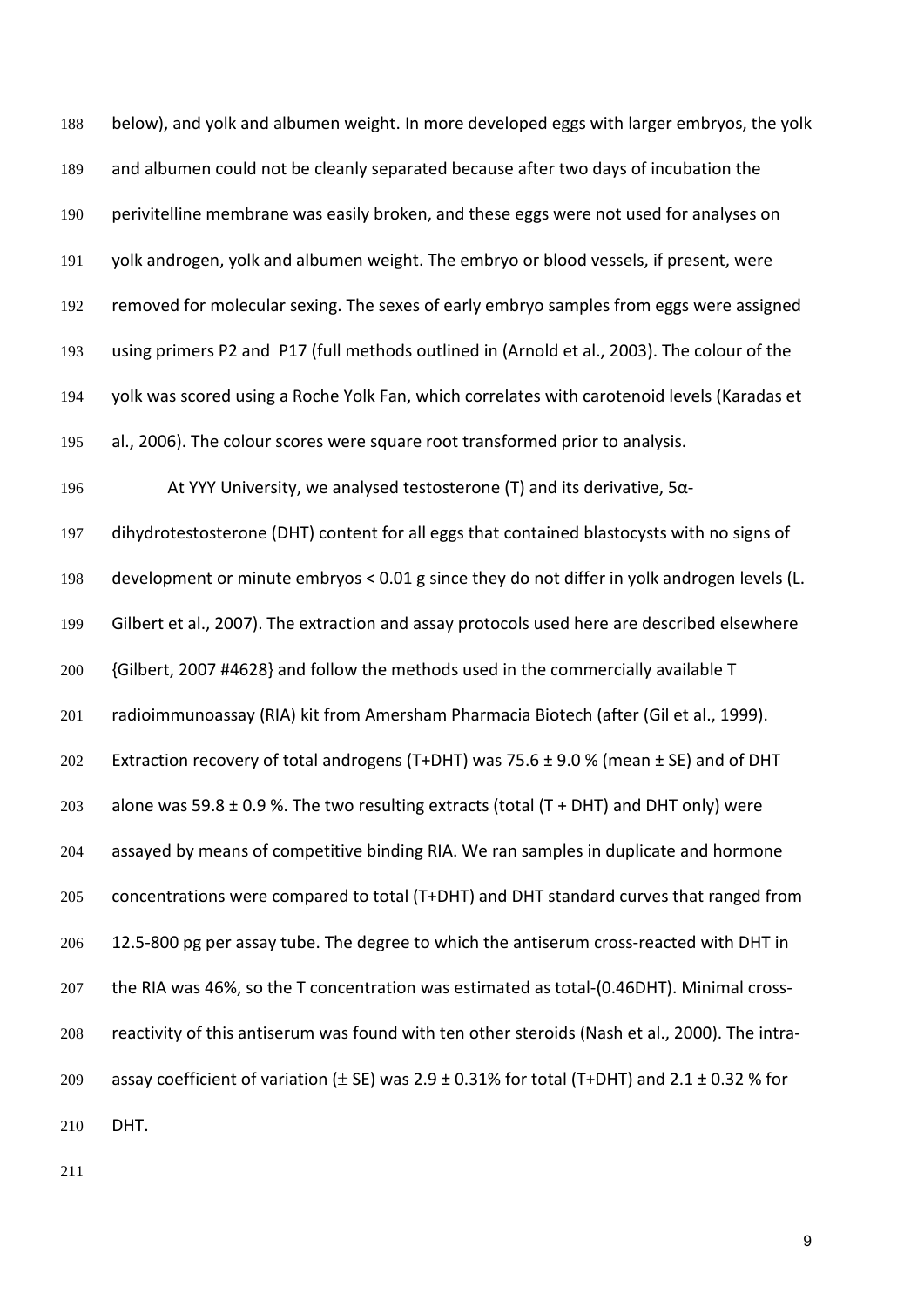below), and yolk and albumen weight. In more developed eggs with larger embryos, the yolk and albumen could not be cleanly separated because after two days of incubation the perivitelline membrane was easily broken, and these eggs were not used for analyses on yolk androgen, yolk and albumen weight. The embryo or blood vessels, if present, were removed for molecular sexing. The sexes of early embryo samples from eggs were assigned using primers P2 and P17 (full methods outlined in (Arnold et al., 2003). The colour of the yolk was scored using a Roche Yolk Fan, which correlates with carotenoid levels (Karadas et al., 2006). The colour scores were square root transformed prior to analysis.

At YYY University, we analysed testosterone (T) and its derivative, 5α-dihydrotestosterone (DHT) content for all eggs that contained blastocysts with no signs of development or minute embryos < 0.01 g since they do not differ in yolk androgen levels (L. Gilbert et al., 2007). The extraction and assay protocols used here are described elsewhere {Gilbert, 2007 #4628} and follow the methods used in the commercially available T radioimmunoassay (RIA) kit from Amersham Pharmacia Biotech (after (Gil et al., 1999). Extraction recovery of total androgens (T+DHT) was 75.6 ± 9.0 % (mean ± SE) and of DHT alone was 59.8 ± 0.9 %. The two resulting extracts (total (T + DHT) and DHT only) were assayed by means of competitive binding RIA. We ran samples in duplicate and hormone concentrations were compared to total (T+DHT) and DHT standard curves that ranged from 12.5-800 pg per assay tube. The degree to which the antiserum cross-reacted with DHT in the RIA was 46%, so the T concentration was estimated as total-(0.46DHT). Minimal cross-reactivity of this antiserum was found with ten other steroids (Nash et al., 2000). The intra-assay coefficient of variation (± SE) was 2.9 ± 0.31% for total (T+DHT) and 2.1 ± 0.32 % for DHT.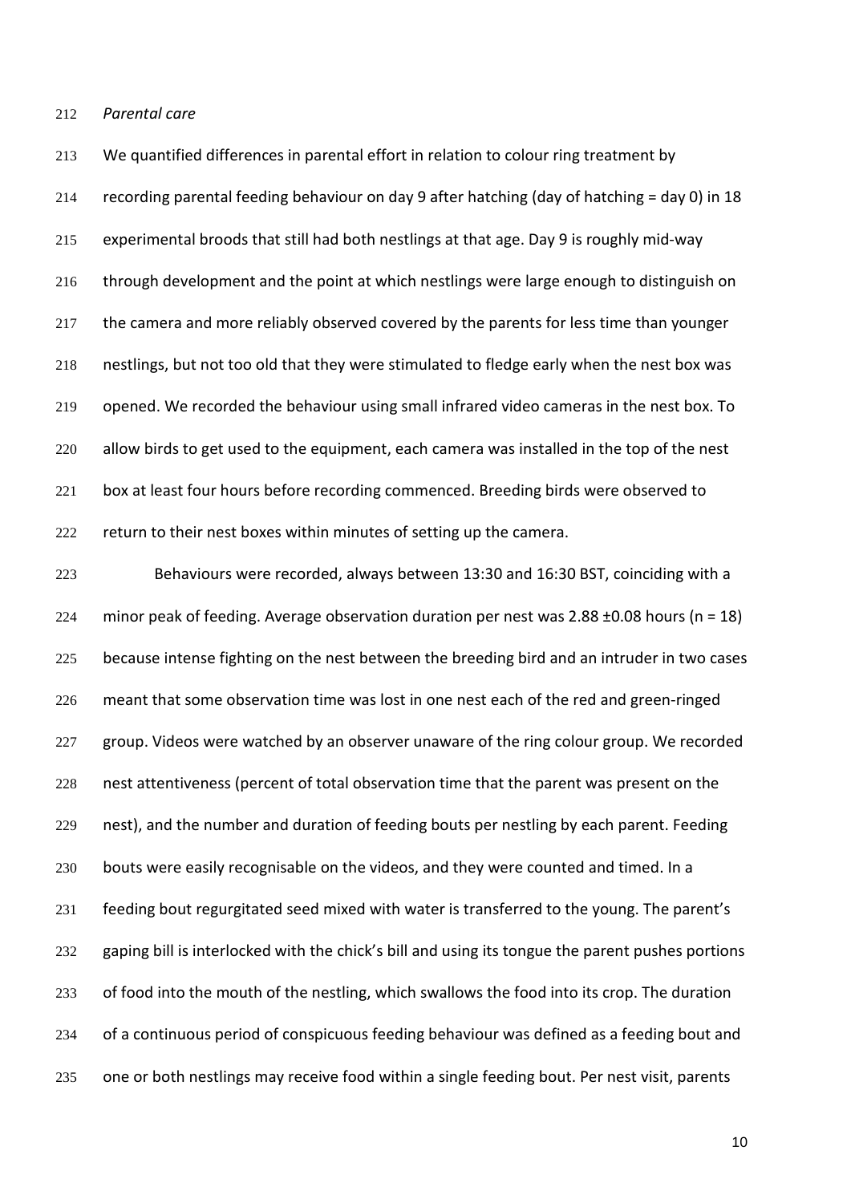*Parental care*

We quantified differences in parental effort in relation to colour ring treatment by recording parental feeding behaviour on day 9 after hatching (day of hatching = day 0) in 18 experimental broods that still had both nestlings at that age. Day 9 is roughly mid-way through development and the point at which nestlings were large enough to distinguish on the camera and more reliably observed covered by the parents for less time than younger nestlings, but not too old that they were stimulated to fledge early when the nest box was opened. We recorded the behaviour using small infrared video cameras in the nest box. To allow birds to get used to the equipment, each camera was installed in the top of the nest box at least four hours before recording commenced. Breeding birds were observed to return to their nest boxes within minutes of setting up the camera.

Behaviours were recorded, always between 13:30 and 16:30 BST, coinciding with a minor peak of feeding. Average observation duration per nest was 2.88 ±0.08 hours ($n = 18$) because intense fighting on the nest between the breeding bird and an intruder in two cases meant that some observation time was lost in one nest each of the red and green-ringed group. Videos were watched by an observer unaware of the ring colour group. We recorded nest attentiveness (percent of total observation time that the parent was present on the nest), and the number and duration of feeding bouts per nestling by each parent. Feeding bouts were easily recognisable on the videos, and they were counted and timed. In a feeding bout regurgitated seed mixed with water is transferred to the young. The parent's gaping bill is interlocked with the chick's bill and using its tongue the parent pushes portions of food into the mouth of the nestling, which swallows the food into its crop. The duration of a continuous period of conspicuous feeding behaviour was defined as a feeding bout and one or both nestlings may receive food within a single feeding bout. Per nest visit, parents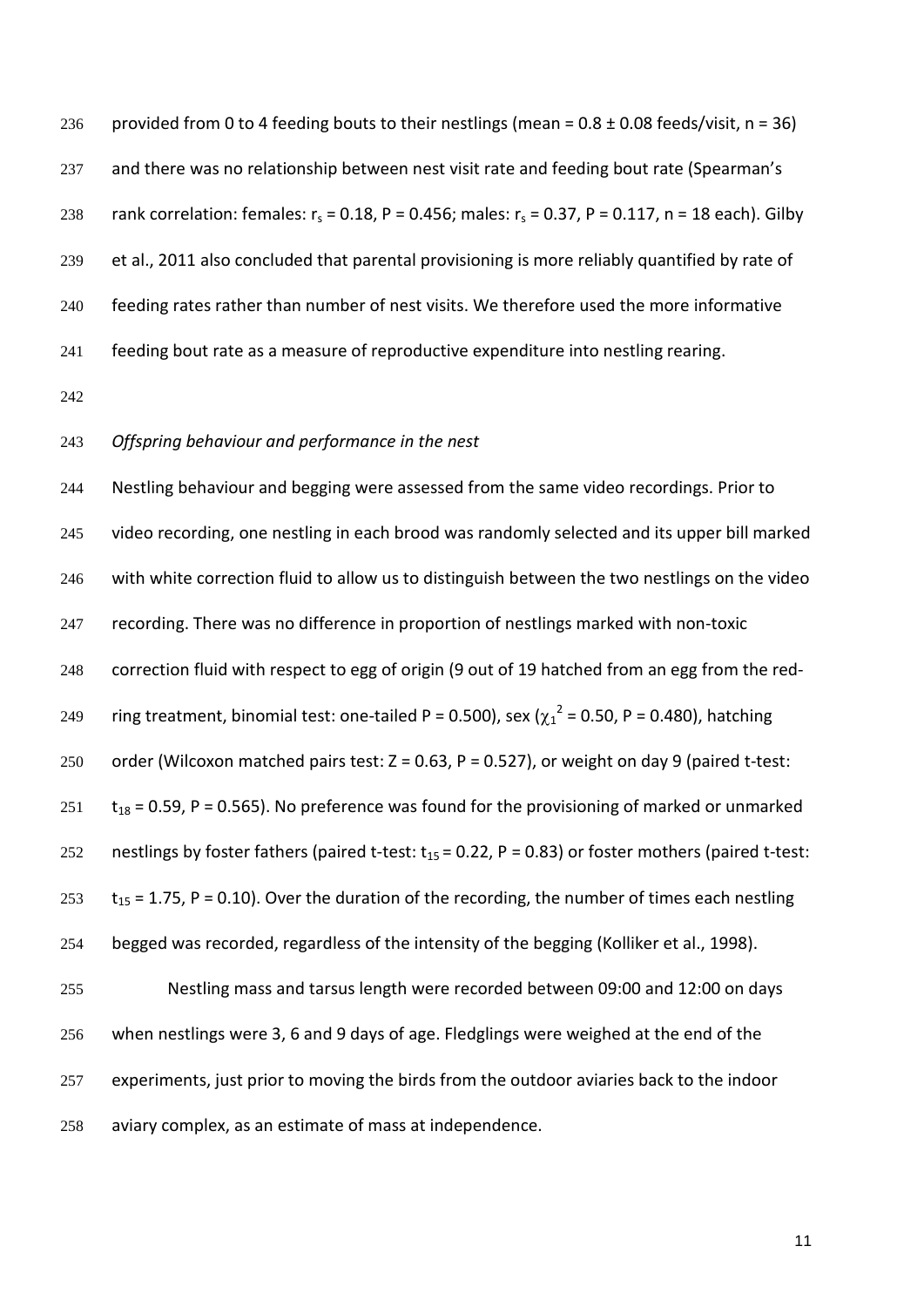provided from 0 to 4 feeding bouts to their nestlings (mean = 0.8 ± 0.08 feeds/visit, n = 36) and there was no relationship between nest visit rate and feeding bout rate (Spearman's rank correlation: females: $r_s = 0.18$, $P = 0.456$; males: $r_s = 0.37$, $P = 0.117$, n = 18 each). Gilby et al., 2011 also concluded that parental provisioning is more reliably quantified by rate of feeding rates rather than number of nest visits. We therefore used the more informative feeding bout rate as a measure of reproductive expenditure into nestling rearing.

*Offspring behaviour and performance in the nest*

Nestling behaviour and begging were assessed from the same video recordings. Prior to video recording, one nestling in each brood was randomly selected and its upper bill marked with white correction fluid to allow us to distinguish between the two nestlings on the video recording. There was no difference in proportion of nestlings marked with non-toxic correction fluid with respect to egg of origin (9 out of 19 hatched from an egg from the red-ring treatment, binomial test: one-tailed P = 0.500), sex ($\chi_1^2 = 0.50$, $P = 0.480$), hatching order (Wilcoxon matched pairs test: Z = 0.63, P = 0.527), or weight on day 9 (paired t-test: $t_{18} = 0.59$, $P = 0.565$). No preference was found for the provisioning of marked or unmarked nestlings by foster fathers (paired t-test: $t_{15} = 0.22$, $P = 0.83$) or foster mothers (paired t-test: $t_{15} = 1.75$, $P = 0.10$). Over the duration of the recording, the number of times each nestling begged was recorded, regardless of the intensity of the begging (Kolliker et al., 1998).

Nestling mass and tarsus length were recorded between 09:00 and 12:00 on days when nestlings were 3, 6 and 9 days of age. Fledglings were weighed at the end of the experiments, just prior to moving the birds from the outdoor aviaries back to the indoor aviary complex, as an estimate of mass at independence.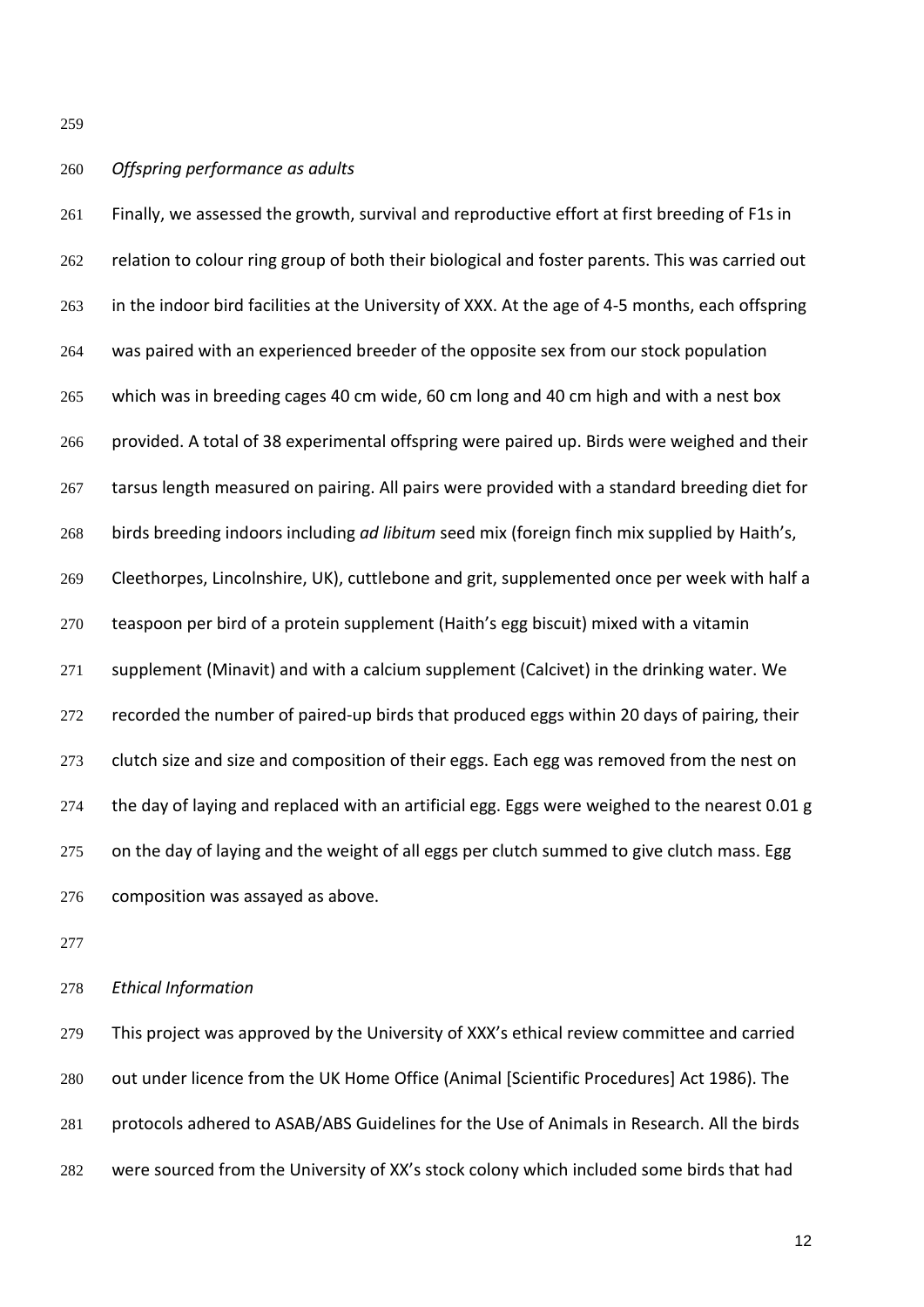*Offspring performance as adults*

Finally, we assessed the growth, survival and reproductive effort at first breeding of F1s in relation to colour ring group of both their biological and foster parents. This was carried out in the indoor bird facilities at the University of XXX. At the age of 4-5 months, each offspring was paired with an experienced breeder of the opposite sex from our stock population which was in breeding cages 40 cm wide, 60 cm long and 40 cm high and with a nest box provided. A total of 38 experimental offspring were paired up. Birds were weighed and their tarsus length measured on pairing. All pairs were provided with a standard breeding diet for birds breeding indoors including *ad libitum* seed mix (foreign finch mix supplied by Haith's, Cleethorpes, Lincolnshire, UK), cuttlebone and grit, supplemented once per week with half a teaspoon per bird of a protein supplement (Haith's egg biscuit) mixed with a vitamin supplement (Minavit) and with a calcium supplement (Calcivet) in the drinking water. We recorded the number of paired-up birds that produced eggs within 20 days of pairing, their clutch size and size and composition of their eggs. Each egg was removed from the nest on the day of laying and replaced with an artificial egg. Eggs were weighed to the nearest 0.01 g on the day of laying and the weight of all eggs per clutch summed to give clutch mass. Egg composition was assayed as above.

*Ethical Information*

This project was approved by the University of XXX's ethical review committee and carried out under licence from the UK Home Office (Animal [Scientific Procedures] Act 1986). The protocols adhered to ASAB/ABS Guidelines for the Use of Animals in Research. All the birds were sourced from the University of XX's stock colony which included some birds that had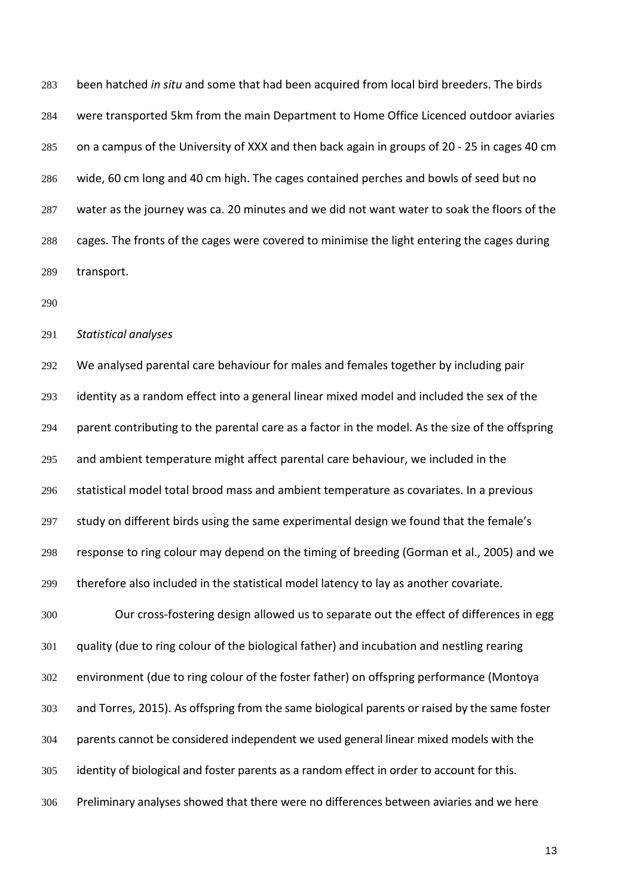been hatched *in situ* and some that had been acquired from local bird breeders. The birds were transported 5km from the main Department to Home Office Licenced outdoor aviaries on a campus of the University of XXX and then back again in groups of 20 - 25 in cages 40 cm wide, 60 cm long and 40 cm high. The cages contained perches and bowls of seed but no water as the journey was ca. 20 minutes and we did not want water to soak the floors of the cages. The fronts of the cages were covered to minimise the light entering the cages during transport.

*Statistical analyses*

We analysed parental care behaviour for males and females together by including pair identity as a random effect into a general linear mixed model and included the sex of the parent contributing to the parental care as a factor in the model. As the size of the offspring and ambient temperature might affect parental care behaviour, we included in the statistical model total brood mass and ambient temperature as covariates. In a previous study on different birds using the same experimental design we found that the female's response to ring colour may depend on the timing of breeding (Gorman et al., 2005) and we therefore also included in the statistical model latency to lay as another covariate.

Our cross-fostering design allowed us to separate out the effect of differences in egg quality (due to ring colour of the biological father) and incubation and nestling rearing environment (due to ring colour of the foster father) on offspring performance (Montoya and Torres, 2015). As offspring from the same biological parents or raised by the same foster parents cannot be considered independent we used general linear mixed models with the identity of biological and foster parents as a random effect in order to account for this. Preliminary analyses showed that there were no differences between aviaries and we here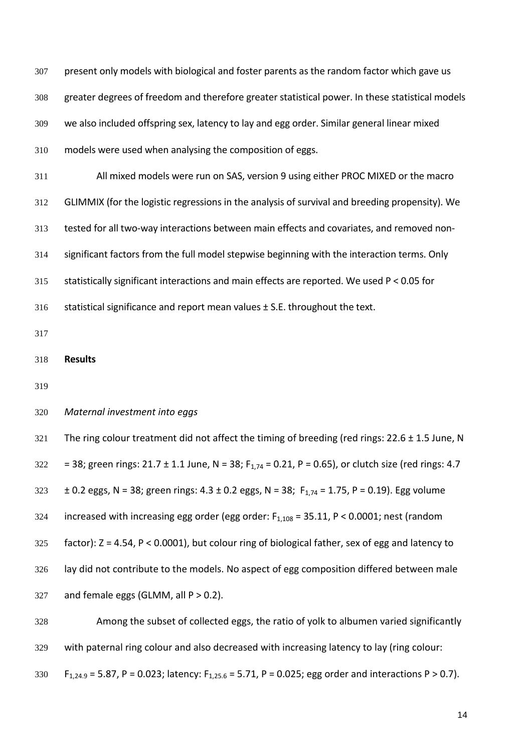present only models with biological and foster parents as the random factor which gave us greater degrees of freedom and therefore greater statistical power. In these statistical models we also included offspring sex, latency to lay and egg order. Similar general linear mixed models were used when analysing the composition of eggs.

All mixed models were run on SAS, version 9 using either PROC MIXED or the macro GLIMMIX (for the logistic regressions in the analysis of survival and breeding propensity). We tested for all two-way interactions between main effects and covariates, and removed non-significant factors from the full model stepwise beginning with the interaction terms. Only statistically significant interactions and main effects are reported. We used $P < 0.05$ for statistical significance and report mean values ± S.E. throughout the text.

## Results

### *Maternal investment into eggs*

The ring colour treatment did not affect the timing of breeding (red rings: 22.6 ± 1.5 June, N = 38; green rings: 21.7 ± 1.1 June, N = 38; $F_{1,74} = 0.21$, $P = 0.65$), or clutch size (red rings: 4.7 ± 0.2 eggs, N = 38; green rings: 4.3 ± 0.2 eggs, N = 38; $F_{1,74} = 1.75$, $P = 0.19$). Egg volume increased with increasing egg order (egg order: $F_{1,108} = 35.11$, $P < 0.0001$; nest (random factor): $Z = 4.54$, $P < 0.0001$), but colour ring of biological father, sex of egg and latency to lay did not contribute to the models. No aspect of egg composition differed between male and female eggs (GLMM, all $P > 0.2$).

Among the subset of collected eggs, the ratio of yolk to albumen varied significantly with paternal ring colour and also decreased with increasing latency to lay (ring colour: $F_{1,24.9} = 5.87$, $P = 0.023$; latency: $F_{1,25.6} = 5.71$, $P = 0.025$; egg order and interactions $P > 0.7$).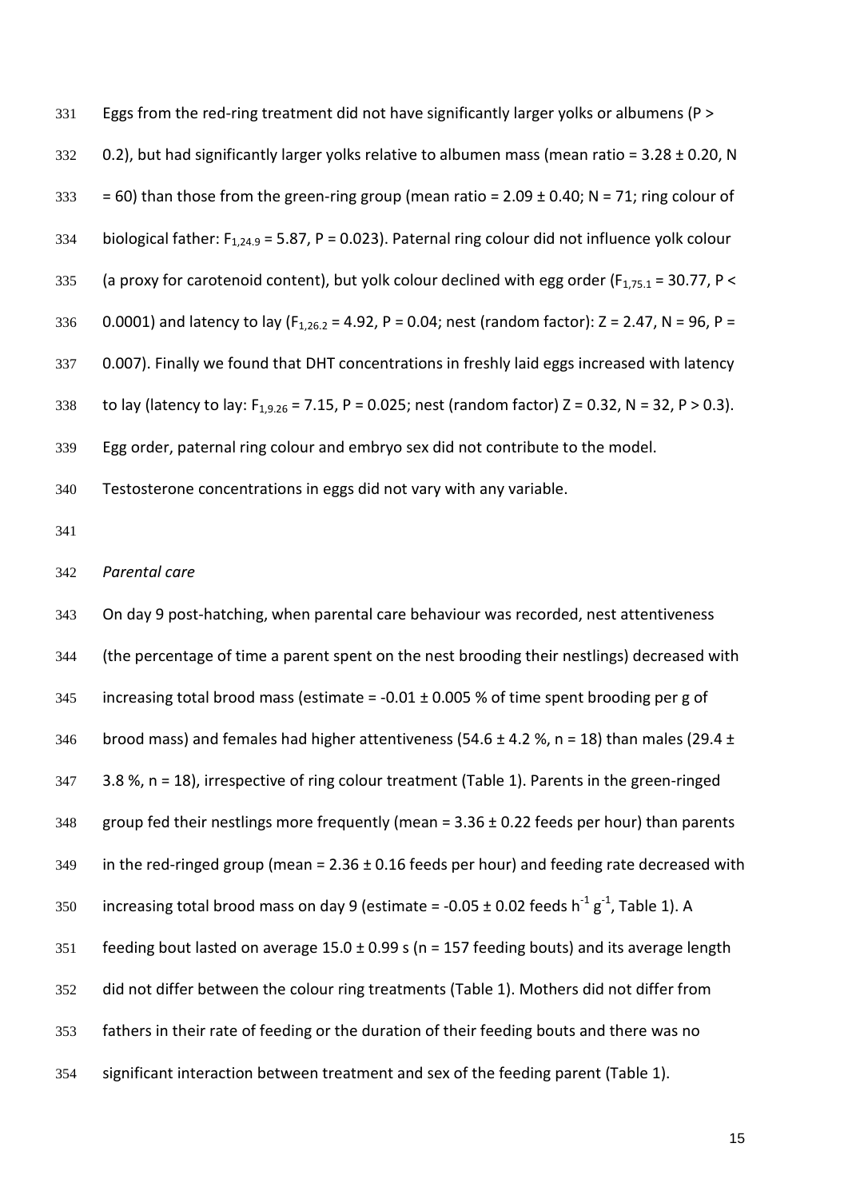Eggs from the red-ring treatment did not have significantly larger yolks or albumens ($P > 0.2$), but had significantly larger yolks relative to albumen mass (mean ratio = 3.28 ± 0.20, N = 60) than those from the green-ring group (mean ratio = 2.09 ± 0.40; N = 71; ring colour of biological father: $F_{1,24.9} = 5.87$, $P = 0.023$). Paternal ring colour did not influence yolk colour (a proxy for carotenoid content), but yolk colour declined with egg order ($F_{1,75.1} = 30.77$, $P < 0.0001$) and latency to lay ($F_{1,26.2} = 4.92$, $P = 0.04$; nest (random factor): $Z = 2.47$, $N = 96$, $P = 0.007$). Finally we found that DHT concentrations in freshly laid eggs increased with latency to lay (latency to lay: $F_{1,9.26} = 7.15$, $P = 0.025$; nest (random factor) $Z = 0.32$, $N = 32$, $P > 0.3$). Egg order, paternal ring colour and embryo sex did not contribute to the model. Testosterone concentrations in eggs did not vary with any variable.

*Parental care*

On day 9 post-hatching, when parental care behaviour was recorded, nest attentiveness (the percentage of time a parent spent on the nest brooding their nestlings) decreased with increasing total brood mass (estimate = -0.01 ± 0.005 % of time spent brooding per g of brood mass) and females had higher attentiveness (54.6 ± 4.2 %, n = 18) than males (29.4 ± 3.8 %, n = 18), irrespective of ring colour treatment (Table 1). Parents in the green-ringed group fed their nestlings more frequently (mean = 3.36 ± 0.22 feeds per hour) than parents in the red-ringed group (mean = 2.36 ± 0.16 feeds per hour) and feeding rate decreased with increasing total brood mass on day 9 (estimate = -0.05 ± 0.02 feeds $h^{-1}$ $g^{-1}$, Table 1). A feeding bout lasted on average 15.0 ± 0.99 s (n = 157 feeding bouts) and its average length did not differ between the colour ring treatments (Table 1). Mothers did not differ from fathers in their rate of feeding or the duration of their feeding bouts and there was no significant interaction between treatment and sex of the feeding parent (Table 1).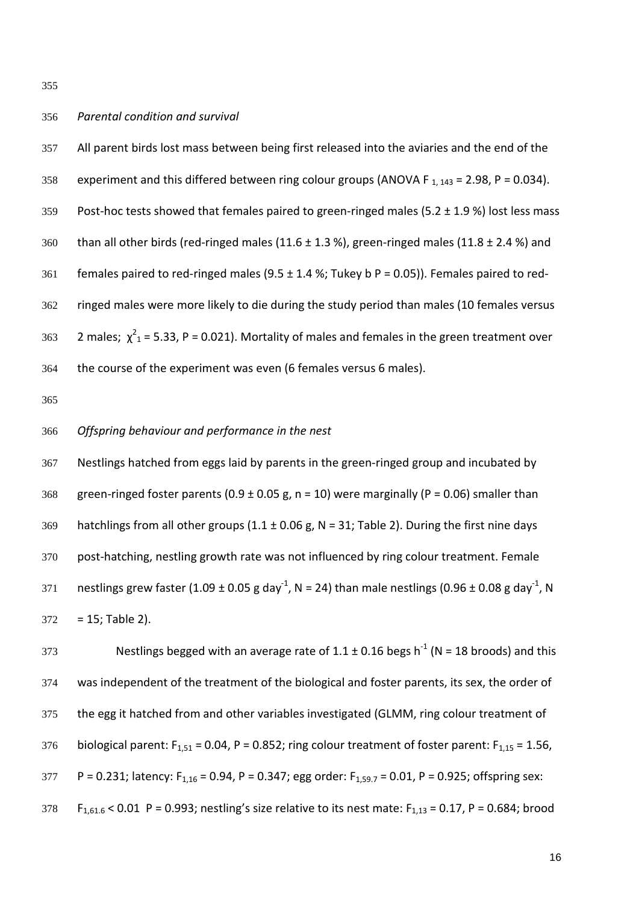*Parental condition and survival*

All parent birds lost mass between being first released into the aviaries and the end of the experiment and this differed between ring colour groups (ANOVA $F_{1, 143} = 2.98$, $P = 0.034$). Post-hoc tests showed that females paired to green-ringed males (5.2 ± 1.9 %) lost less mass than all other birds (red-ringed males (11.6 ± 1.3 %), green-ringed males (11.8 ± 2.4 %) and females paired to red-ringed males (9.5 ± 1.4 %; Tukey b $P = 0.05$)). Females paired to red-ringed males were more likely to die during the study period than males (10 females versus 2 males; $\chi^2_1 = 5.33$, $P = 0.021$). Mortality of males and females in the green treatment over the course of the experiment was even (6 females versus 6 males).

*Offspring behaviour and performance in the nest*

Nestlings hatched from eggs laid by parents in the green-ringed group and incubated by green-ringed foster parents (0.9 ± 0.05 g, n = 10) were marginally ($P = 0.06$) smaller than hatchlings from all other groups (1.1 ± 0.06 g, N = 31; Table 2). During the first nine days post-hatching, nestling growth rate was not influenced by ring colour treatment. Female nestlings grew faster (1.09 ± 0.05 g $day^{-1}$, N = 24) than male nestlings (0.96 ± 0.08 g $day^{-1}$, N = 15; Table 2).

Nestlings begged with an average rate of 1.1 ± 0.16 begs $h^{-1}$ (N = 18 broods) and this was independent of the treatment of the biological and foster parents, its sex, the order of the egg it hatched from and other variables investigated (GLMM, ring colour treatment of biological parent: $F_{1,51} = 0.04$, $P = 0.852$; ring colour treatment of foster parent: $F_{1,15} = 1.56$, $P = 0.231$; latency: $F_{1,16} = 0.94$, $P = 0.347$; egg order: $F_{1,59.7} = 0.01$, $P = 0.925$; offspring sex: $F_{1,61.6} < 0.01$ $P = 0.993$; nestling's size relative to its nest mate: $F_{1,13} = 0.17$, $P = 0.684$; brood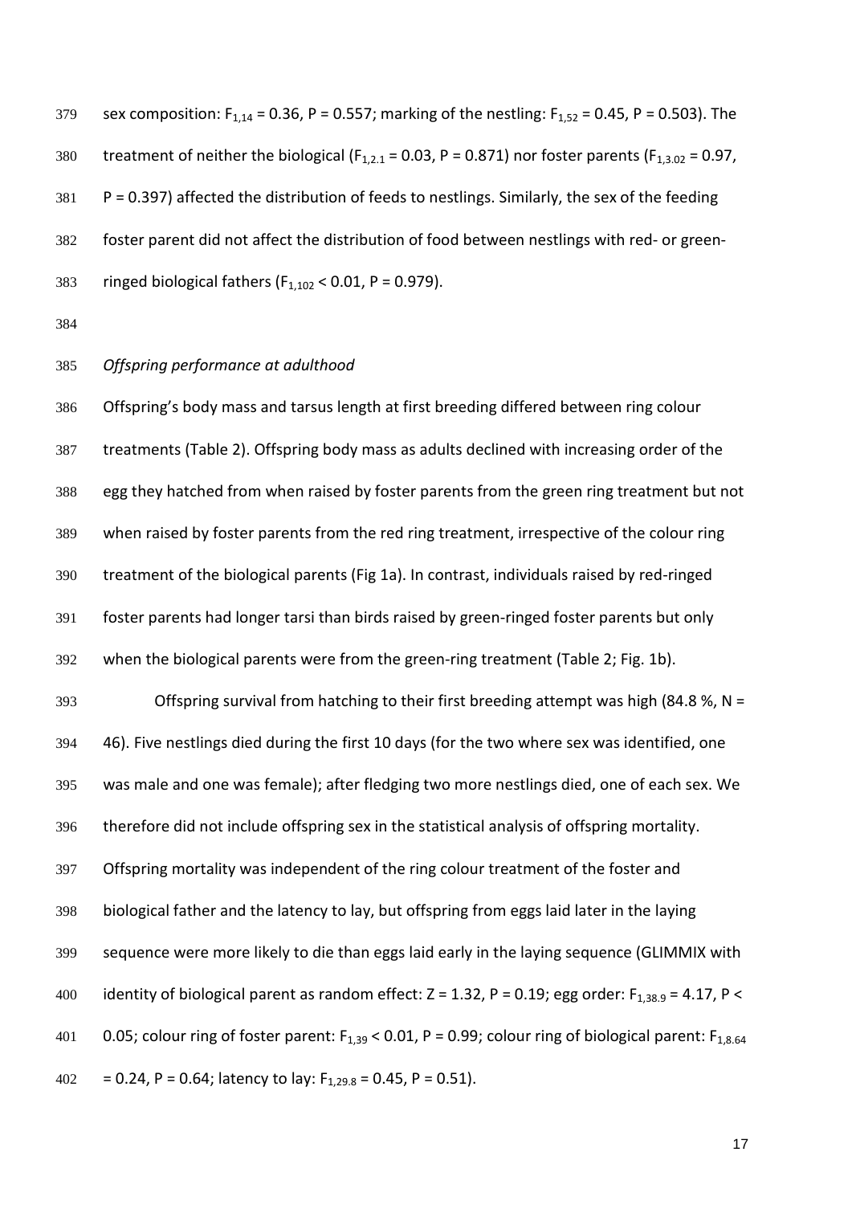sex composition: $F_{1,14} = 0.36$, $P = 0.557$; marking of the nestling: $F_{1,52} = 0.45$, $P = 0.503$). The treatment of neither the biological ($F_{1,2.1} = 0.03$, $P = 0.871$) nor foster parents ($F_{1,3.02} = 0.97$, $P = 0.397$) affected the distribution of feeds to nestlings. Similarly, the sex of the feeding foster parent did not affect the distribution of food between nestlings with red- or green-ringed biological fathers ($F_{1,102} < 0.01$, $P = 0.979$).

*Offspring performance at adulthood*

Offspring's body mass and tarsus length at first breeding differed between ring colour treatments (Table 2). Offspring body mass as adults declined with increasing order of the egg they hatched from when raised by foster parents from the green ring treatment but not when raised by foster parents from the red ring treatment, irrespective of the colour ring treatment of the biological parents (Fig 1a). In contrast, individuals raised by red-ringed foster parents had longer tarsi than birds raised by green-ringed foster parents but only when the biological parents were from the green-ring treatment (Table 2; Fig. 1b).

Offspring survival from hatching to their first breeding attempt was high (84.8 %, N = 46). Five nestlings died during the first 10 days (for the two where sex was identified, one was male and one was female); after fledging two more nestlings died, one of each sex. We therefore did not include offspring sex in the statistical analysis of offspring mortality. Offspring mortality was independent of the ring colour treatment of the foster and biological father and the latency to lay, but offspring from eggs laid later in the laying sequence were more likely to die than eggs laid early in the laying sequence (GLIMMIX with identity of biological parent as random effect: $Z = 1.32$, $P = 0.19$; egg order: $F_{1,38.9} = 4.17$, $P < 0.05$; colour ring of foster parent: $F_{1,39} < 0.01$, $P = 0.99$; colour ring of biological parent: $F_{1,8.64} = 0.24$, $P = 0.64$; latency to lay: $F_{1,29.8} = 0.45$, $P = 0.51$).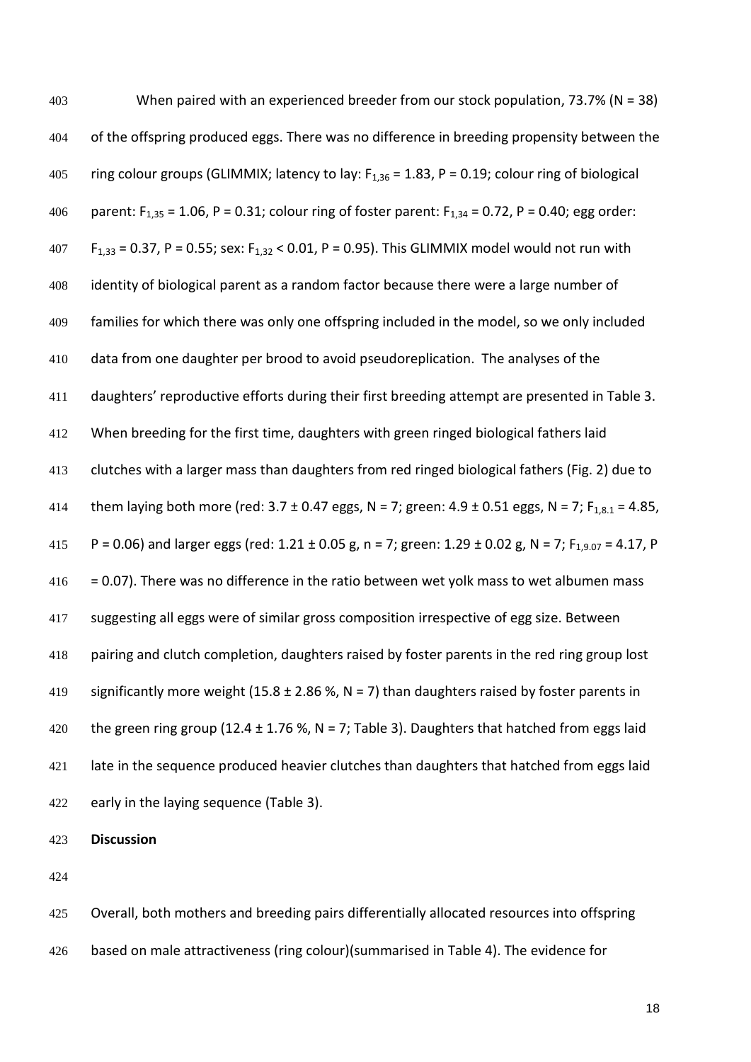When paired with an experienced breeder from our stock population, 73.7% (N = 38) of the offspring produced eggs. There was no difference in breeding propensity between the ring colour groups (GLIMMIX; latency to lay: $F_{1,36}$ = 1.83, P = 0.19; colour ring of biological parent: $F_{1,35}$ = 1.06, P = 0.31; colour ring of foster parent: $F_{1,34}$ = 0.72, P = 0.40; egg order: $F_{1,33}$ = 0.37, P = 0.55; sex: $F_{1,32}$ < 0.01, P = 0.95). This GLIMMIX model would not run with identity of biological parent as a random factor because there were a large number of families for which there was only one offspring included in the model, so we only included data from one daughter per brood to avoid pseudoreplication. The analyses of the daughters' reproductive efforts during their first breeding attempt are presented in Table 3. When breeding for the first time, daughters with green ringed biological fathers laid clutches with a larger mass than daughters from red ringed biological fathers (Fig. 2) due to them laying both more (red: 3.7 ± 0.47 eggs, N = 7; green: 4.9 ± 0.51 eggs, N = 7; $F_{1,8.1}$ = 4.85, P = 0.06) and larger eggs (red: 1.21 ± 0.05 g, n = 7; green: 1.29 ± 0.02 g, N = 7; $F_{1,9.07}$ = 4.17, P = 0.07). There was no difference in the ratio between wet yolk mass to wet albumen mass suggesting all eggs were of similar gross composition irrespective of egg size. Between pairing and clutch completion, daughters raised by foster parents in the red ring group lost significantly more weight (15.8 ± 2.86 %, N = 7) than daughters raised by foster parents in the green ring group (12.4 ± 1.76 %, N = 7; Table 3). Daughters that hatched from eggs laid late in the sequence produced heavier clutches than daughters that hatched from eggs laid early in the laying sequence (Table 3).

**Discussion**

Overall, both mothers and breeding pairs differentially allocated resources into offspring based on male attractiveness (ring colour)(summarised in Table 4). The evidence for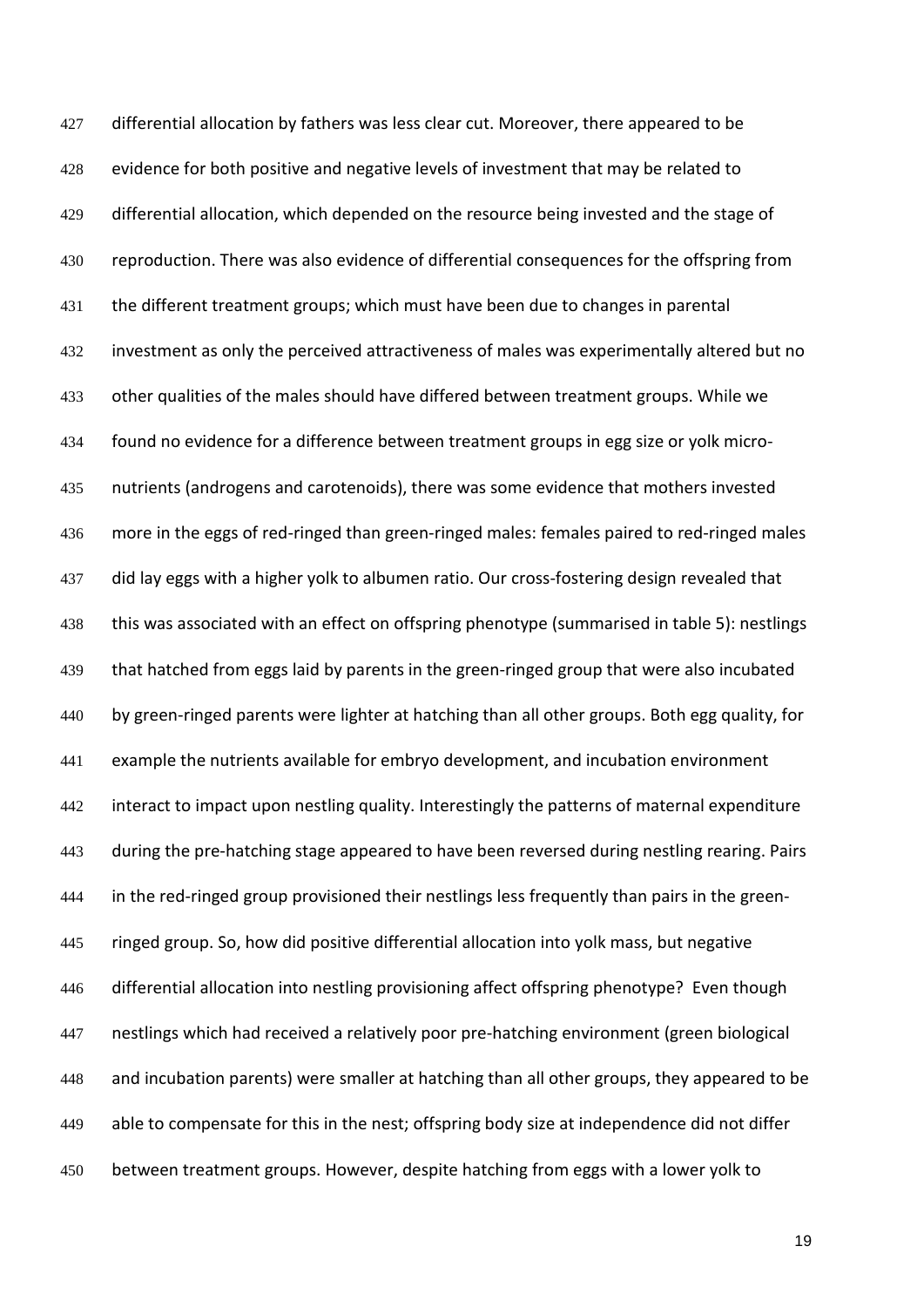differential allocation by fathers was less clear cut. Moreover, there appeared to be evidence for both positive and negative levels of investment that may be related to differential allocation, which depended on the resource being invested and the stage of reproduction. There was also evidence of differential consequences for the offspring from the different treatment groups; which must have been due to changes in parental investment as only the perceived attractiveness of males was experimentally altered but no other qualities of the males should have differed between treatment groups. While we found no evidence for a difference between treatment groups in egg size or yolk micro-nutrients (androgens and carotenoids), there was some evidence that mothers invested more in the eggs of red-ringed than green-ringed males: females paired to red-ringed males did lay eggs with a higher yolk to albumen ratio. Our cross-fostering design revealed that this was associated with an effect on offspring phenotype (summarised in table 5): nestlings that hatched from eggs laid by parents in the green-ringed group that were also incubated by green-ringed parents were lighter at hatching than all other groups. Both egg quality, for example the nutrients available for embryo development, and incubation environment interact to impact upon nestling quality. Interestingly the patterns of maternal expenditure during the pre-hatching stage appeared to have been reversed during nestling rearing. Pairs in the red-ringed group provisioned their nestlings less frequently than pairs in the green-ringed group. So, how did positive differential allocation into yolk mass, but negative differential allocation into nestling provisioning affect offspring phenotype? Even though nestlings which had received a relatively poor pre-hatching environment (green biological and incubation parents) were smaller at hatching than all other groups, they appeared to be able to compensate for this in the nest; offspring body size at independence did not differ between treatment groups. However, despite hatching from eggs with a lower yolk to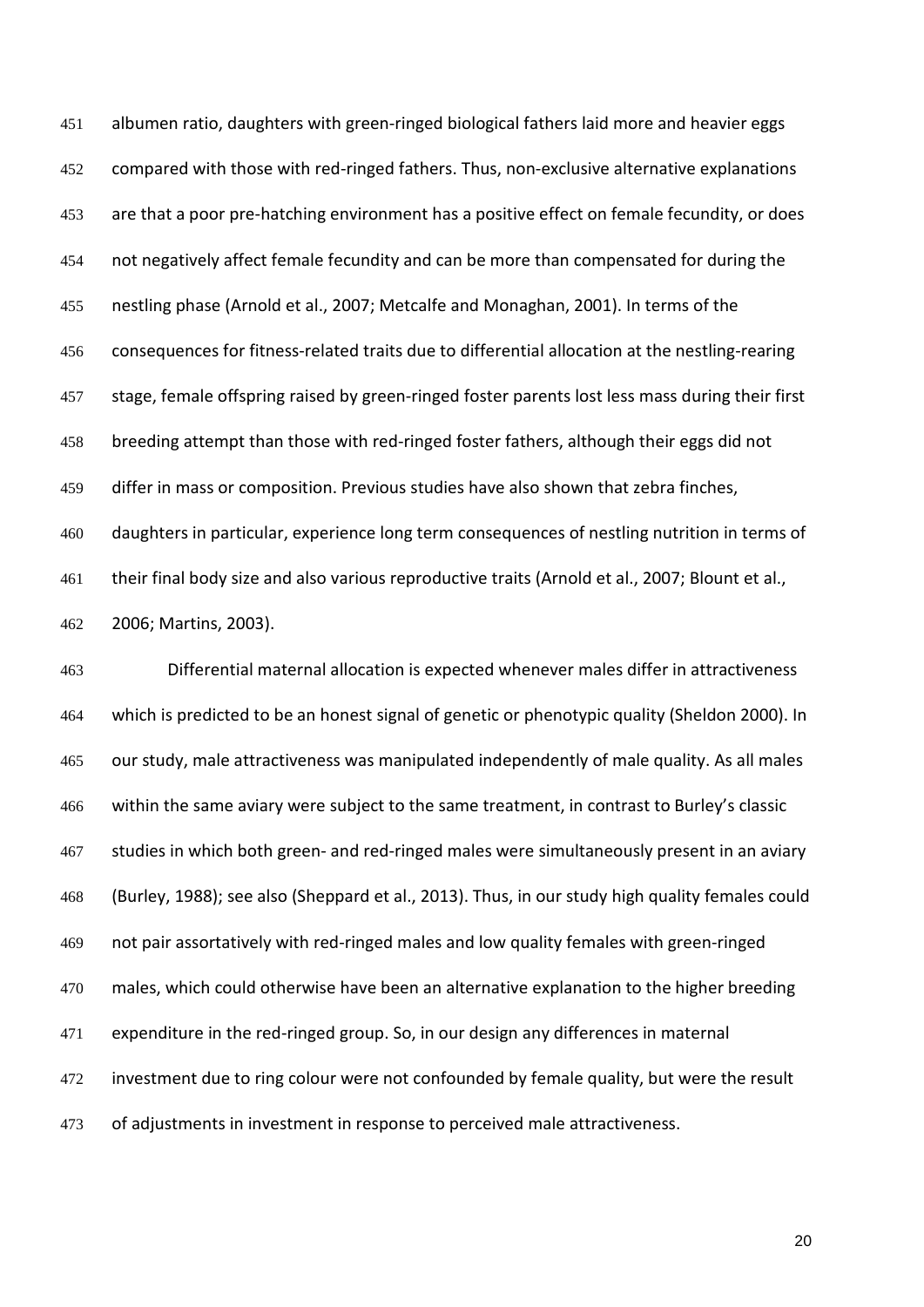albumen ratio, daughters with green-ringed biological fathers laid more and heavier eggs compared with those with red-ringed fathers. Thus, non-exclusive alternative explanations are that a poor pre-hatching environment has a positive effect on female fecundity, or does not negatively affect female fecundity and can be more than compensated for during the nestling phase (Arnold et al., 2007; Metcalfe and Monaghan, 2001). In terms of the consequences for fitness-related traits due to differential allocation at the nestling-rearing stage, female offspring raised by green-ringed foster parents lost less mass during their first breeding attempt than those with red-ringed foster fathers, although their eggs did not differ in mass or composition. Previous studies have also shown that zebra finches, daughters in particular, experience long term consequences of nestling nutrition in terms of their final body size and also various reproductive traits (Arnold et al., 2007; Blount et al., 2006; Martins, 2003).

Differential maternal allocation is expected whenever males differ in attractiveness which is predicted to be an honest signal of genetic or phenotypic quality (Sheldon 2000). In our study, male attractiveness was manipulated independently of male quality. As all males within the same aviary were subject to the same treatment, in contrast to Burley's classic studies in which both green- and red-ringed males were simultaneously present in an aviary (Burley, 1988); see also (Sheppard et al., 2013). Thus, in our study high quality females could not pair assortatively with red-ringed males and low quality females with green-ringed males, which could otherwise have been an alternative explanation to the higher breeding expenditure in the red-ringed group. So, in our design any differences in maternal investment due to ring colour were not confounded by female quality, but were the result of adjustments in investment in response to perceived male attractiveness.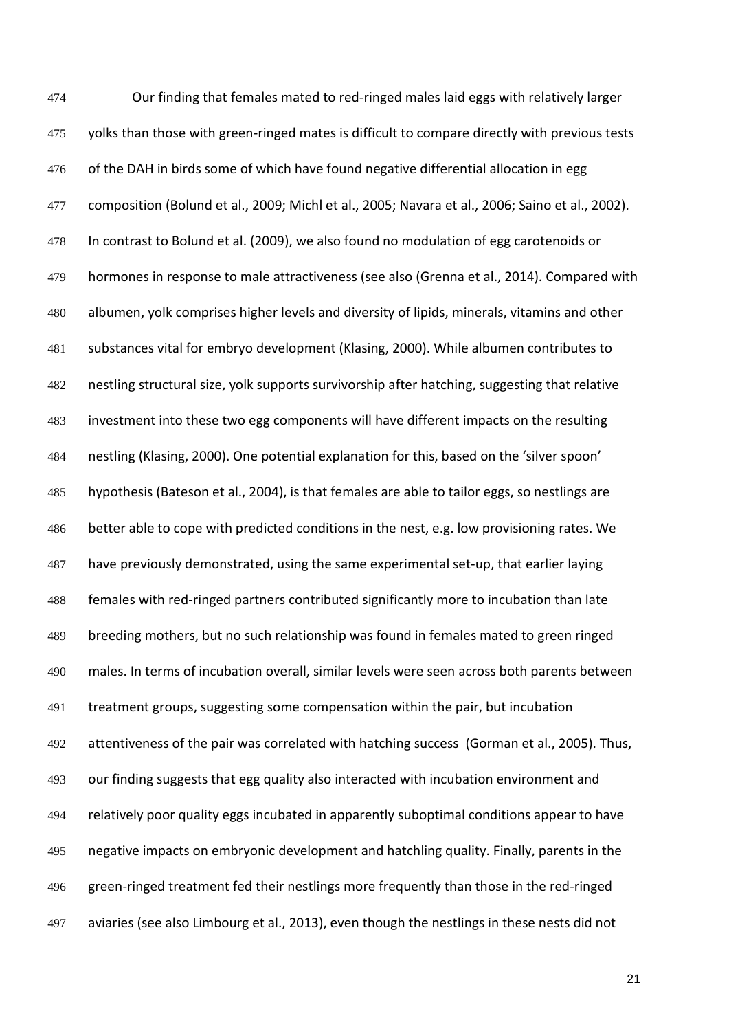Our finding that females mated to red-ringed males laid eggs with relatively larger yolks than those with green-ringed mates is difficult to compare directly with previous tests of the DAH in birds some of which have found negative differential allocation in egg composition (Bolund et al., 2009; Michl et al., 2005; Navara et al., 2006; Saino et al., 2002). In contrast to Bolund et al. (2009), we also found no modulation of egg carotenoids or hormones in response to male attractiveness (see also (Grenna et al., 2014). Compared with albumen, yolk comprises higher levels and diversity of lipids, minerals, vitamins and other substances vital for embryo development (Klasing, 2000). While albumen contributes to nestling structural size, yolk supports survivorship after hatching, suggesting that relative investment into these two egg components will have different impacts on the resulting nestling (Klasing, 2000). One potential explanation for this, based on the 'silver spoon' hypothesis (Bateson et al., 2004), is that females are able to tailor eggs, so nestlings are better able to cope with predicted conditions in the nest, e.g. low provisioning rates. We have previously demonstrated, using the same experimental set-up, that earlier laying females with red-ringed partners contributed significantly more to incubation than late breeding mothers, but no such relationship was found in females mated to green ringed males. In terms of incubation overall, similar levels were seen across both parents between treatment groups, suggesting some compensation within the pair, but incubation attentiveness of the pair was correlated with hatching success  (Gorman et al., 2005). Thus, our finding suggests that egg quality also interacted with incubation environment and relatively poor quality eggs incubated in apparently suboptimal conditions appear to have negative impacts on embryonic development and hatchling quality. Finally, parents in the green-ringed treatment fed their nestlings more frequently than those in the red-ringed aviaries (see also Limbourg et al., 2013), even though the nestlings in these nests did not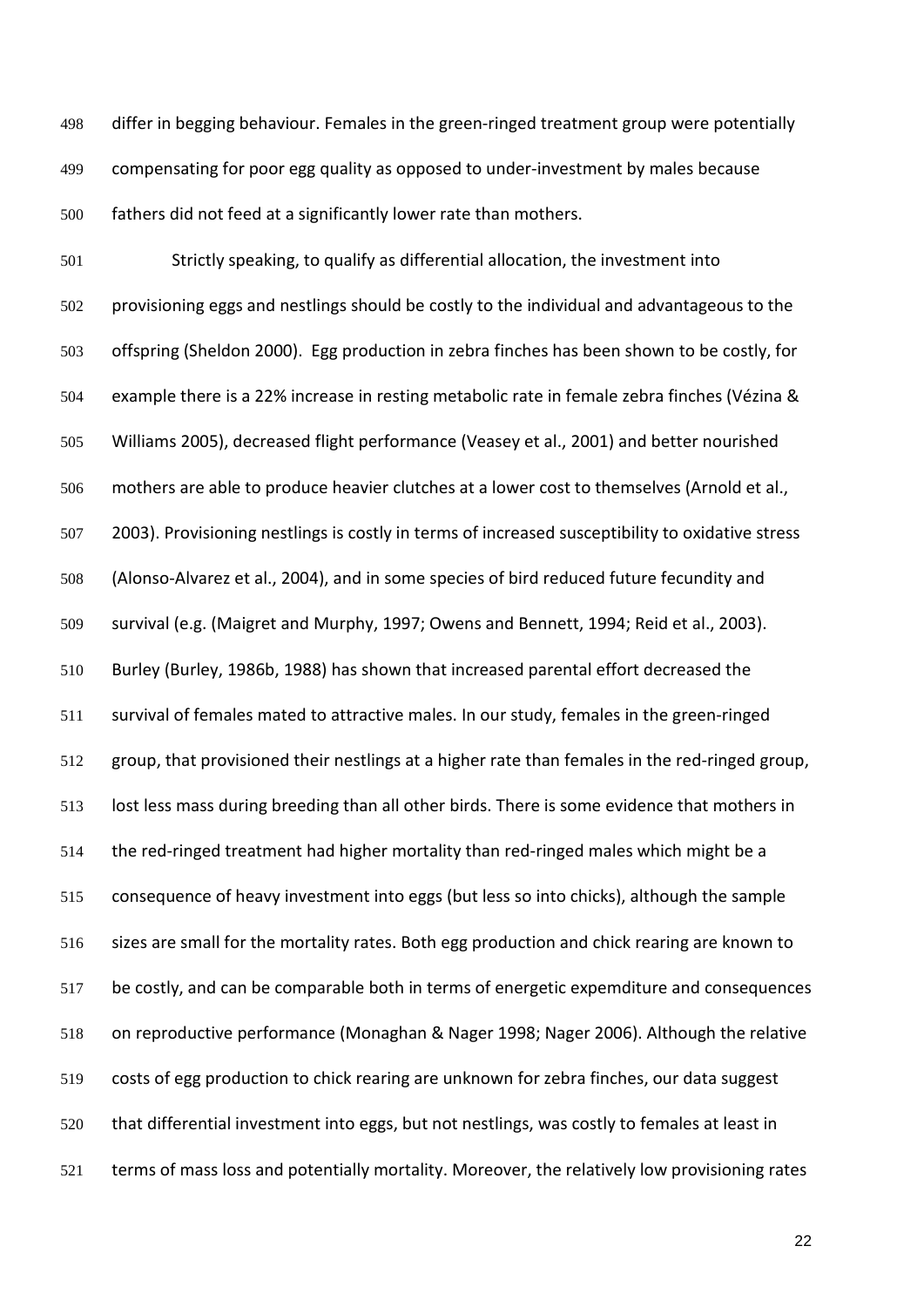differ in begging behaviour. Females in the green-ringed treatment group were potentially compensating for poor egg quality as opposed to under-investment by males because fathers did not feed at a significantly lower rate than mothers.

Strictly speaking, to qualify as differential allocation, the investment into provisioning eggs and nestlings should be costly to the individual and advantageous to the offspring (Sheldon 2000). Egg production in zebra finches has been shown to be costly, for example there is a 22% increase in resting metabolic rate in female zebra finches (Vézina & Williams 2005), decreased flight performance (Veasey et al., 2001) and better nourished mothers are able to produce heavier clutches at a lower cost to themselves (Arnold et al., 2003). Provisioning nestlings is costly in terms of increased susceptibility to oxidative stress (Alonso-Alvarez et al., 2004), and in some species of bird reduced future fecundity and survival (e.g. (Maigret and Murphy, 1997; Owens and Bennett, 1994; Reid et al., 2003). Burley (Burley, 1986b, 1988) has shown that increased parental effort decreased the survival of females mated to attractive males. In our study, females in the green-ringed group, that provisioned their nestlings at a higher rate than females in the red-ringed group, lost less mass during breeding than all other birds. There is some evidence that mothers in the red-ringed treatment had higher mortality than red-ringed males which might be a consequence of heavy investment into eggs (but less so into chicks), although the sample sizes are small for the mortality rates. Both egg production and chick rearing are known to be costly, and can be comparable both in terms of energetic expemditure and consequences on reproductive performance (Monaghan & Nager 1998; Nager 2006). Although the relative costs of egg production to chick rearing are unknown for zebra finches, our data suggest that differential investment into eggs, but not nestlings, was costly to females at least in terms of mass loss and potentially mortality. Moreover, the relatively low provisioning rates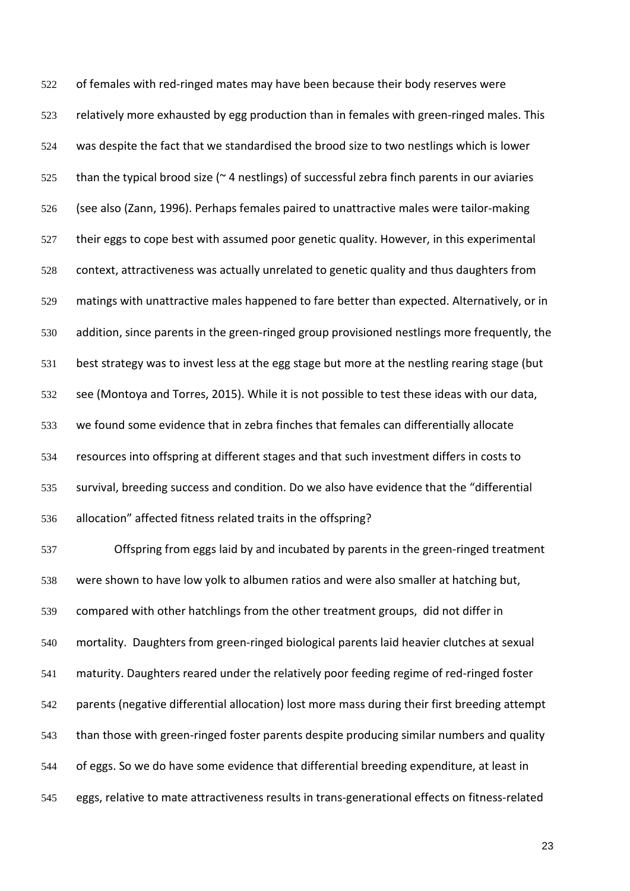of females with red-ringed mates may have been because their body reserves were relatively more exhausted by egg production than in females with green-ringed males. This was despite the fact that we standardised the brood size to two nestlings which is lower than the typical brood size (~ 4 nestlings) of successful zebra finch parents in our aviaries (see also (Zann, 1996). Perhaps females paired to unattractive males were tailor-making their eggs to cope best with assumed poor genetic quality. However, in this experimental context, attractiveness was actually unrelated to genetic quality and thus daughters from matings with unattractive males happened to fare better than expected. Alternatively, or in addition, since parents in the green-ringed group provisioned nestlings more frequently, the best strategy was to invest less at the egg stage but more at the nestling rearing stage (but see (Montoya and Torres, 2015). While it is not possible to test these ideas with our data, we found some evidence that in zebra finches that females can differentially allocate resources into offspring at different stages and that such investment differs in costs to survival, breeding success and condition. Do we also have evidence that the "differential allocation" affected fitness related traits in the offspring?

Offspring from eggs laid by and incubated by parents in the green-ringed treatment were shown to have low yolk to albumen ratios and were also smaller at hatching but, compared with other hatchlings from the other treatment groups, did not differ in mortality. Daughters from green-ringed biological parents laid heavier clutches at sexual maturity. Daughters reared under the relatively poor feeding regime of red-ringed foster parents (negative differential allocation) lost more mass during their first breeding attempt than those with green-ringed foster parents despite producing similar numbers and quality of eggs. So we do have some evidence that differential breeding expenditure, at least in eggs, relative to mate attractiveness results in trans-generational effects on fitness-related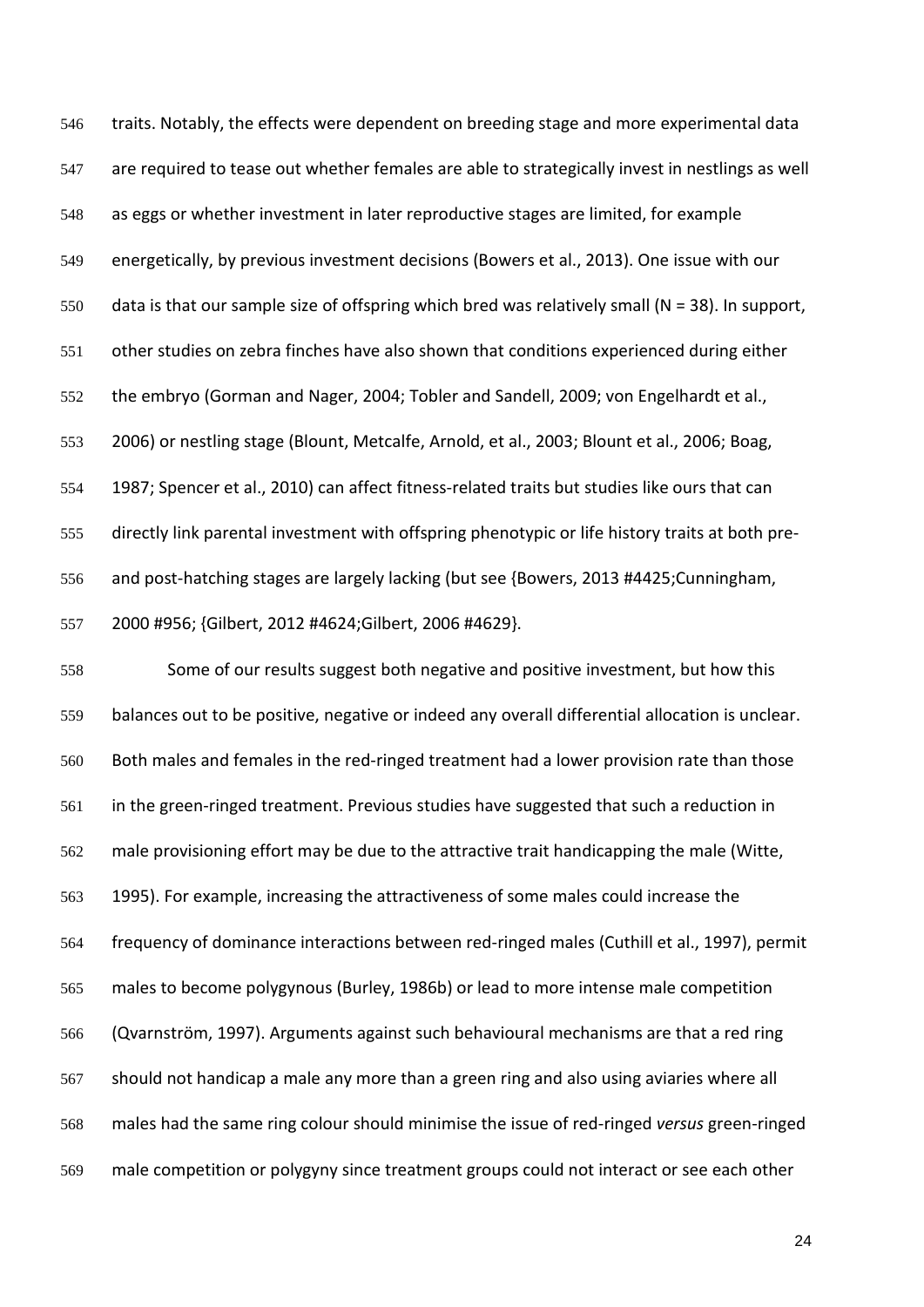traits. Notably, the effects were dependent on breeding stage and more experimental data are required to tease out whether females are able to strategically invest in nestlings as well as eggs or whether investment in later reproductive stages are limited, for example energetically, by previous investment decisions (Bowers et al., 2013). One issue with our data is that our sample size of offspring which bred was relatively small (N = 38). In support, other studies on zebra finches have also shown that conditions experienced during either the embryo (Gorman and Nager, 2004; Tobler and Sandell, 2009; von Engelhardt et al., 2006) or nestling stage (Blount, Metcalfe, Arnold, et al., 2003; Blount et al., 2006; Boag, 1987; Spencer et al., 2010) can affect fitness-related traits but studies like ours that can directly link parental investment with offspring phenotypic or life history traits at both pre- and post-hatching stages are largely lacking (but see {Bowers, 2013 #4425;Cunningham, 2000 #956; {Gilbert, 2012 #4624;Gilbert, 2006 #4629}.

Some of our results suggest both negative and positive investment, but how this balances out to be positive, negative or indeed any overall differential allocation is unclear. Both males and females in the red-ringed treatment had a lower provision rate than those in the green-ringed treatment. Previous studies have suggested that such a reduction in male provisioning effort may be due to the attractive trait handicapping the male (Witte, 1995). For example, increasing the attractiveness of some males could increase the frequency of dominance interactions between red-ringed males (Cuthill et al., 1997), permit males to become polygynous (Burley, 1986b) or lead to more intense male competition (Qvarnström, 1997). Arguments against such behavioural mechanisms are that a red ring should not handicap a male any more than a green ring and also using aviaries where all males had the same ring colour should minimise the issue of red-ringed *versus* green-ringed male competition or polygyny since treatment groups could not interact or see each other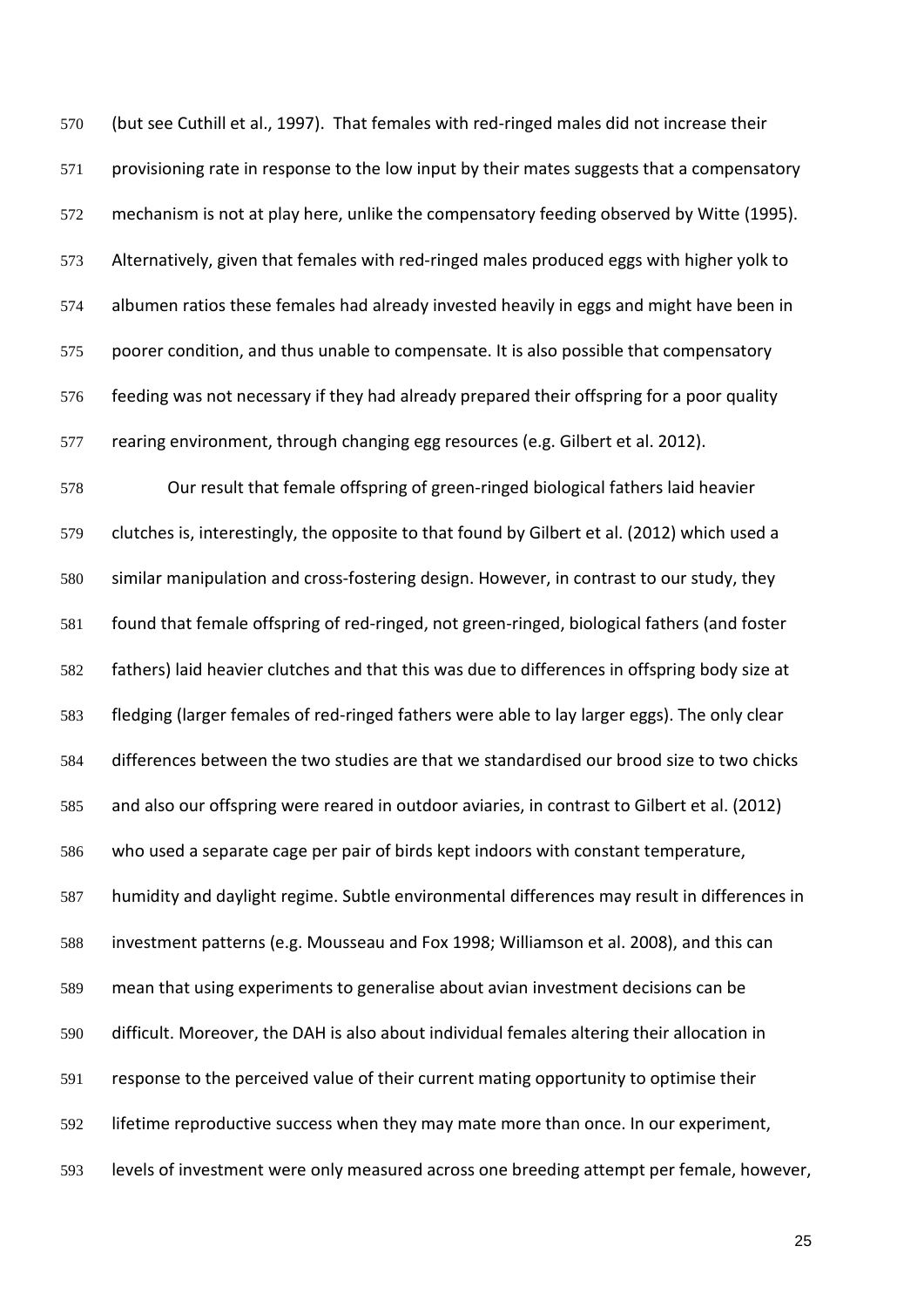(but see Cuthill et al., 1997). That females with red-ringed males did not increase their provisioning rate in response to the low input by their mates suggests that a compensatory mechanism is not at play here, unlike the compensatory feeding observed by Witte (1995). Alternatively, given that females with red-ringed males produced eggs with higher yolk to albumen ratios these females had already invested heavily in eggs and might have been in poorer condition, and thus unable to compensate. It is also possible that compensatory feeding was not necessary if they had already prepared their offspring for a poor quality rearing environment, through changing egg resources (e.g. Gilbert et al. 2012).

Our result that female offspring of green-ringed biological fathers laid heavier clutches is, interestingly, the opposite to that found by Gilbert et al. (2012) which used a similar manipulation and cross-fostering design. However, in contrast to our study, they found that female offspring of red-ringed, not green-ringed, biological fathers (and foster fathers) laid heavier clutches and that this was due to differences in offspring body size at fledging (larger females of red-ringed fathers were able to lay larger eggs). The only clear differences between the two studies are that we standardised our brood size to two chicks and also our offspring were reared in outdoor aviaries, in contrast to Gilbert et al. (2012) who used a separate cage per pair of birds kept indoors with constant temperature, humidity and daylight regime. Subtle environmental differences may result in differences in investment patterns (e.g. Mousseau and Fox 1998; Williamson et al. 2008), and this can mean that using experiments to generalise about avian investment decisions can be difficult. Moreover, the DAH is also about individual females altering their allocation in response to the perceived value of their current mating opportunity to optimise their lifetime reproductive success when they may mate more than once. In our experiment, levels of investment were only measured across one breeding attempt per female, however,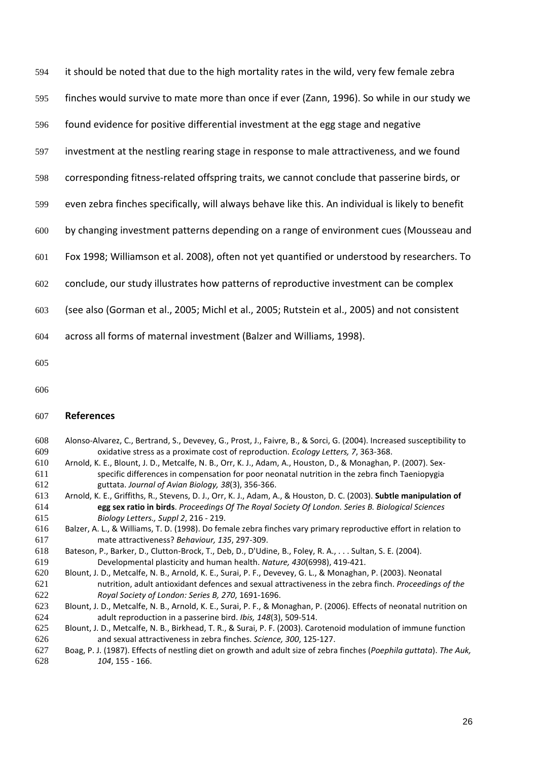it should be noted that due to the high mortality rates in the wild, very few female zebra finches would survive to mate more than once if ever (Zann, 1996). So while in our study we found evidence for positive differential investment at the egg stage and negative investment at the nestling rearing stage in response to male attractiveness, and we found corresponding fitness-related offspring traits, we cannot conclude that passerine birds, or even zebra finches specifically, will always behave like this. An individual is likely to benefit by changing investment patterns depending on a range of environment cues (Mousseau and Fox 1998; Williamson et al. 2008), often not yet quantified or understood by researchers. To conclude, our study illustrates how patterns of reproductive investment can be complex (see also (Gorman et al., 2005; Michl et al., 2005; Rutstein et al., 2005) and not consistent across all forms of maternal investment (Balzer and Williams, 1998).

## References

Alonso-Alvarez, C., Bertrand, S., Devevey, G., Prost, J., Faivre, B., & Sorci, G. (2004). Increased susceptibility to oxidative stress as a proximate cost of reproduction. *Ecology Letters, 7*, 363-368.

Arnold, K. E., Blount, J. D., Metcalfe, N. B., Orr, K. J., Adam, A., Houston, D., & Monaghan, P. (2007). Sex-specific differences in compensation for poor neonatal nutrition in the zebra finch Taeniopygia guttata. *Journal of Avian Biology, 38*(3), 356-366.

Arnold, K. E., Griffiths, R., Stevens, D. J., Orr, K. J., Adam, A., & Houston, D. C. (2003). **Subtle manipulation of egg sex ratio in birds**. *Proceedings Of The Royal Society Of London. Series B. Biological Sciences Biology Letters., Suppl 2*, 216 - 219.

Balzer, A. L., & Williams, T. D. (1998). Do female zebra finches vary primary reproductive effort in relation to mate attractiveness? *Behaviour, 135*, 297-309.

Bateson, P., Barker, D., Clutton-Brock, T., Deb, D., D'Udine, B., Foley, R. A., . . . Sultan, S. E. (2004). Developmental plasticity and human health. *Nature, 430*(6998), 419-421.

Blount, J. D., Metcalfe, N. B., Arnold, K. E., Surai, P. F., Devevey, G. L., & Monaghan, P. (2003). Neonatal nutrition, adult antioxidant defences and sexual attractiveness in the zebra finch. *Proceedings of the Royal Society of London: Series B, 270*, 1691-1696.

Blount, J. D., Metcalfe, N. B., Arnold, K. E., Surai, P. F., & Monaghan, P. (2006). Effects of neonatal nutrition on adult reproduction in a passerine bird. *Ibis, 148*(3), 509-514.

Blount, J. D., Metcalfe, N. B., Birkhead, T. R., & Surai, P. F. (2003). Carotenoid modulation of immune function and sexual attractiveness in zebra finches. *Science, 300*, 125-127.

Boag, P. J. (1987). Effects of nestling diet on growth and adult size of zebra finches (*Poephila guttata*). *The Auk, 104*, 155 - 166.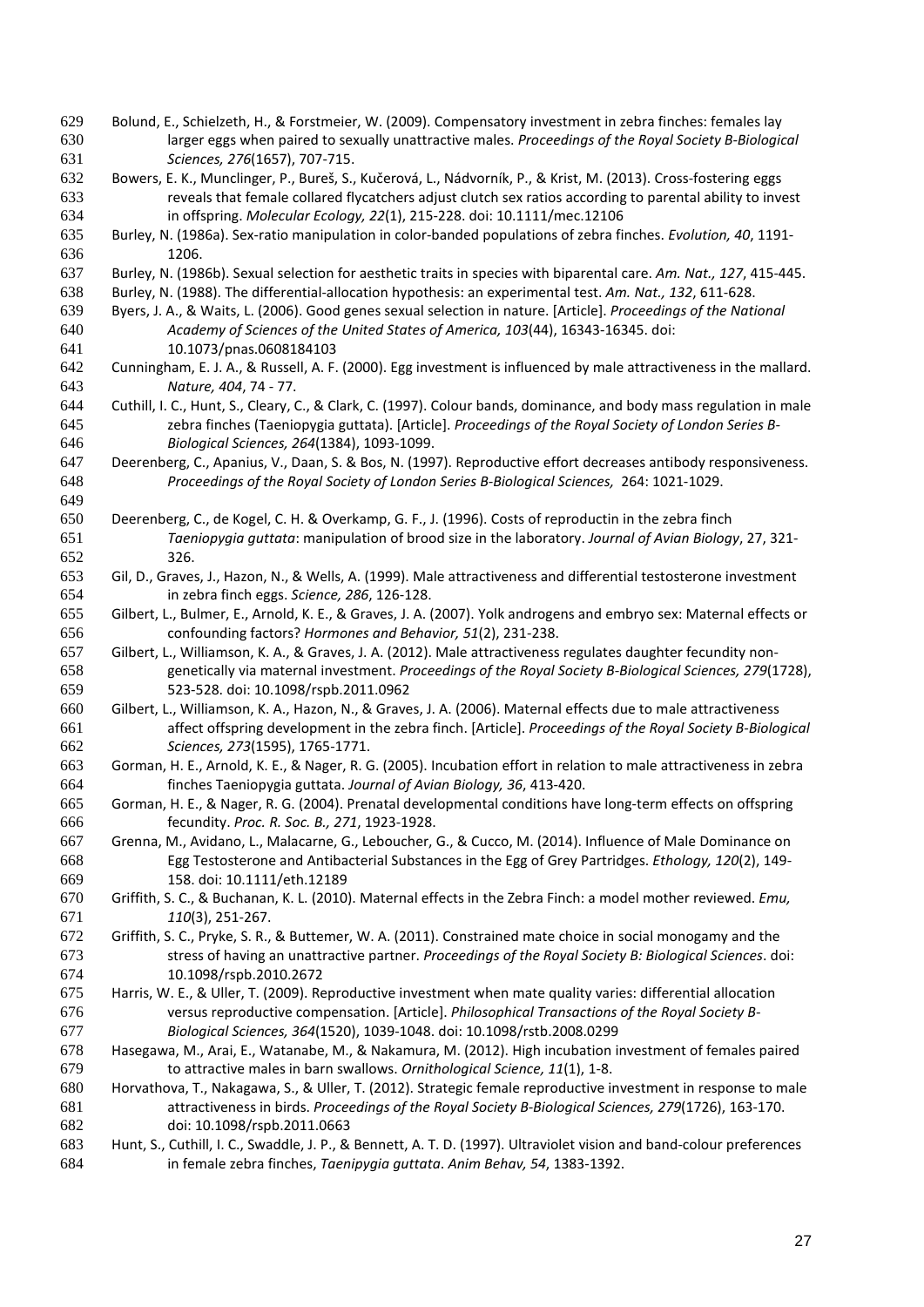Bolund, E., Schielzeth, H., & Forstmeier, W. (2009). Compensatory investment in zebra finches: females lay larger eggs when paired to sexually unattractive males. *Proceedings of the Royal Society B-Biological Sciences, 276*(1657), 707-715.

Bowers, E. K., Munclinger, P., Bureš, S., Kučerová, L., Nádvorník, P., & Krist, M. (2013). Cross-fostering eggs reveals that female collared flycatchers adjust clutch sex ratios according to parental ability to invest in offspring. *Molecular Ecology, 22*(1), 215-228. doi: 10.1111/mec.12106

Burley, N. (1986a). Sex-ratio manipulation in color-banded populations of zebra finches. *Evolution, 40*, 1191-1206.

Burley, N. (1986b). Sexual selection for aesthetic traits in species with biparental care. *Am. Nat., 127*, 415-445.

Burley, N. (1988). The differential-allocation hypothesis: an experimental test. *Am. Nat., 132*, 611-628.

Byers, J. A., & Waits, L. (2006). Good genes sexual selection in nature. [Article]. *Proceedings of the National Academy of Sciences of the United States of America, 103*(44), 16343-16345. doi: 10.1073/pnas.0608184103

Cunningham, E. J. A., & Russell, A. F. (2000). Egg investment is influenced by male attractiveness in the mallard. *Nature, 404*, 74 - 77.

Cuthill, I. C., Hunt, S., Cleary, C., & Clark, C. (1997). Colour bands, dominance, and body mass regulation in male zebra finches (Taeniopygia guttata). [Article]. *Proceedings of the Royal Society of London Series B-Biological Sciences, 264*(1384), 1093-1099.

Deerenberg, C., Apanius, V., Daan, S. & Bos, N. (1997). Reproductive effort decreases antibody responsiveness. *Proceedings of the Royal Society of London Series B-Biological Sciences,* 264: 1021-1029.

Deerenberg, C., de Kogel, C. H. & Overkamp, G. F., J. (1996). Costs of reproductin in the zebra finch *Taeniopygia guttata*: manipulation of brood size in the laboratory. *Journal of Avian Biology*, 27, 321-326.

Gil, D., Graves, J., Hazon, N., & Wells, A. (1999). Male attractiveness and differential testosterone investment in zebra finch eggs. *Science, 286*, 126-128.

Gilbert, L., Bulmer, E., Arnold, K. E., & Graves, J. A. (2007). Yolk androgens and embryo sex: Maternal effects or confounding factors? *Hormones and Behavior, 51*(2), 231-238.

Gilbert, L., Williamson, K. A., & Graves, J. A. (2012). Male attractiveness regulates daughter fecundity non-genetically via maternal investment. *Proceedings of the Royal Society B-Biological Sciences, 279*(1728), 523-528. doi: 10.1098/rspb.2011.0962

Gilbert, L., Williamson, K. A., Hazon, N., & Graves, J. A. (2006). Maternal effects due to male attractiveness affect offspring development in the zebra finch. [Article]. *Proceedings of the Royal Society B-Biological Sciences, 273*(1595), 1765-1771.

Gorman, H. E., Arnold, K. E., & Nager, R. G. (2005). Incubation effort in relation to male attractiveness in zebra finches Taeniopygia guttata. *Journal of Avian Biology, 36*, 413-420.

Gorman, H. E., & Nager, R. G. (2004). Prenatal developmental conditions have long-term effects on offspring fecundity. *Proc. R. Soc. B., 271*, 1923-1928.

Grenna, M., Avidano, L., Malacarne, G., Leboucher, G., & Cucco, M. (2014). Influence of Male Dominance on Egg Testosterone and Antibacterial Substances in the Egg of Grey Partridges. *Ethology, 120*(2), 149-158. doi: 10.1111/eth.12189

Griffith, S. C., & Buchanan, K. L. (2010). Maternal effects in the Zebra Finch: a model mother reviewed. *Emu, 110*(3), 251-267.

Griffith, S. C., Pryke, S. R., & Buttemer, W. A. (2011). Constrained mate choice in social monogamy and the stress of having an unattractive partner. *Proceedings of the Royal Society B: Biological Sciences*. doi: 10.1098/rspb.2010.2672

Harris, W. E., & Uller, T. (2009). Reproductive investment when mate quality varies: differential allocation versus reproductive compensation. [Article]. *Philosophical Transactions of the Royal Society B-Biological Sciences, 364*(1520), 1039-1048. doi: 10.1098/rstb.2008.0299

Hasegawa, M., Arai, E., Watanabe, M., & Nakamura, M. (2012). High incubation investment of females paired to attractive males in barn swallows. *Ornithological Science, 11*(1), 1-8.

Horvathova, T., Nakagawa, S., & Uller, T. (2012). Strategic female reproductive investment in response to male attractiveness in birds. *Proceedings of the Royal Society B-Biological Sciences, 279*(1726), 163-170. doi: 10.1098/rspb.2011.0663

Hunt, S., Cuthill, I. C., Swaddle, J. P., & Bennett, A. T. D. (1997). Ultraviolet vision and band-colour preferences in female zebra finches, *Taenipygia guttata*. *Anim Behav, 54*, 1383-1392.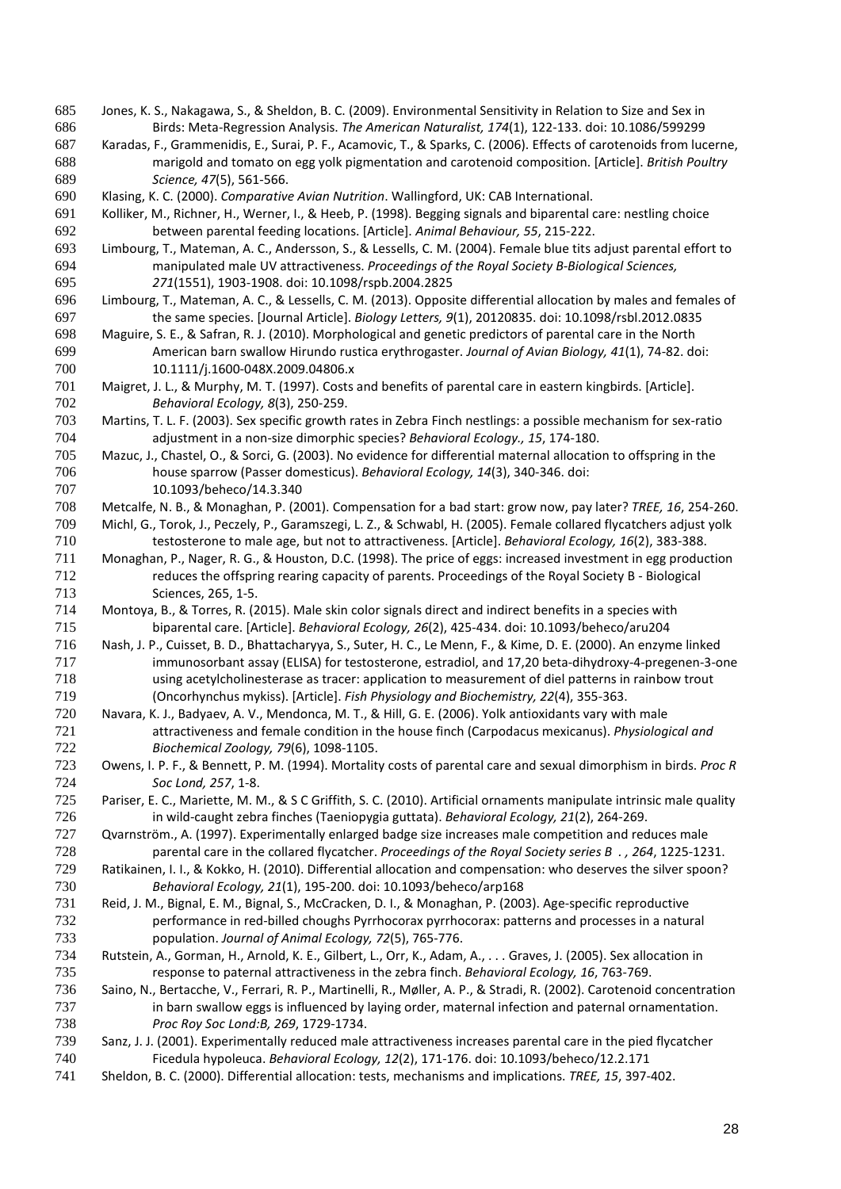Jones, K. S., Nakagawa, S., & Sheldon, B. C. (2009). Environmental Sensitivity in Relation to Size and Sex in Birds: Meta-Regression Analysis. *The American Naturalist, 174*(1), 122-133. doi: 10.1086/599299

Karadas, F., Grammenidis, E., Surai, P. F., Acamovic, T., & Sparks, C. (2006). Effects of carotenoids from lucerne, marigold and tomato on egg yolk pigmentation and carotenoid composition. [Article]. *British Poultry Science, 47*(5), 561-566.

Klasing, K. C. (2000). *Comparative Avian Nutrition*. Wallingford, UK: CAB International.

Kolliker, M., Richner, H., Werner, I., & Heeb, P. (1998). Begging signals and biparental care: nestling choice between parental feeding locations. [Article]. *Animal Behaviour, 55*, 215-222.

Limbourg, T., Mateman, A. C., Andersson, S., & Lessells, C. M. (2004). Female blue tits adjust parental effort to manipulated male UV attractiveness. *Proceedings of the Royal Society B-Biological Sciences, 271*(1551), 1903-1908. doi: 10.1098/rspb.2004.2825

Limbourg, T., Mateman, A. C., & Lessells, C. M. (2013). Opposite differential allocation by males and females of the same species. [Journal Article]. *Biology Letters, 9*(1), 20120835. doi: 10.1098/rsbl.2012.0835

Maguire, S. E., & Safran, R. J. (2010). Morphological and genetic predictors of parental care in the North American barn swallow Hirundo rustica erythrogaster. *Journal of Avian Biology, 41*(1), 74-82. doi: 10.1111/j.1600-048X.2009.04806.x

Maigret, J. L., & Murphy, M. T. (1997). Costs and benefits of parental care in eastern kingbirds. [Article]. *Behavioral Ecology, 8*(3), 250-259.

Martins, T. L. F. (2003). Sex specific growth rates in Zebra Finch nestlings: a possible mechanism for sex-ratio adjustment in a non-size dimorphic species? *Behavioral Ecology., 15*, 174-180.

Mazuc, J., Chastel, O., & Sorci, G. (2003). No evidence for differential maternal allocation to offspring in the house sparrow (Passer domesticus). *Behavioral Ecology, 14*(3), 340-346. doi: 10.1093/beheco/14.3.340

Metcalfe, N. B., & Monaghan, P. (2001). Compensation for a bad start: grow now, pay later? *TREE, 16*, 254-260.

Michl, G., Torok, J., Peczely, P., Garamszegi, L. Z., & Schwabl, H. (2005). Female collared flycatchers adjust yolk testosterone to male age, but not to attractiveness. [Article]. *Behavioral Ecology, 16*(2), 383-388.

Monaghan, P., Nager, R. G., & Houston, D.C. (1998). The price of eggs: increased investment in egg production reduces the offspring rearing capacity of parents. Proceedings of the Royal Society B - Biological Sciences, 265, 1-5.

Montoya, B., & Torres, R. (2015). Male skin color signals direct and indirect benefits in a species with biparental care. [Article]. *Behavioral Ecology, 26*(2), 425-434. doi: 10.1093/beheco/aru204

Nash, J. P., Cuisset, B. D., Bhattacharyya, S., Suter, H. C., Le Menn, F., & Kime, D. E. (2000). An enzyme linked immunosorbant assay (ELISA) for testosterone, estradiol, and 17,20 beta-dihydroxy-4-pregenen-3-one using acetylcholinesterase as tracer: application to measurement of diel patterns in rainbow trout (Oncorhynchus mykiss). [Article]. *Fish Physiology and Biochemistry, 22*(4), 355-363.

Navara, K. J., Badyaev, A. V., Mendonca, M. T., & Hill, G. E. (2006). Yolk antioxidants vary with male attractiveness and female condition in the house finch (Carpodacus mexicanus). *Physiological and Biochemical Zoology, 79*(6), 1098-1105.

Owens, I. P. F., & Bennett, P. M. (1994). Mortality costs of parental care and sexual dimorphism in birds. *Proc R Soc Lond, 257*, 1-8.

Pariser, E. C., Mariette, M. M., & S C Griffith, S. C. (2010). Artificial ornaments manipulate intrinsic male quality in wild-caught zebra finches (Taeniopygia guttata). *Behavioral Ecology, 21*(2), 264-269.

Qvarnström., A. (1997). Experimentally enlarged badge size increases male competition and reduces male parental care in the collared flycatcher. *Proceedings of the Royal Society series B . , 264*, 1225-1231.

Ratikainen, I. I., & Kokko, H. (2010). Differential allocation and compensation: who deserves the silver spoon? *Behavioral Ecology, 21*(1), 195-200. doi: 10.1093/beheco/arp168

Reid, J. M., Bignal, E. M., Bignal, S., McCracken, D. I., & Monaghan, P. (2003). Age-specific reproductive performance in red-billed choughs Pyrrhocorax pyrrhocorax: patterns and processes in a natural population. *Journal of Animal Ecology, 72*(5), 765-776.

Rutstein, A., Gorman, H., Arnold, K. E., Gilbert, L., Orr, K., Adam, A., . . . Graves, J. (2005). Sex allocation in response to paternal attractiveness in the zebra finch. *Behavioral Ecology, 16*, 763-769.

Saino, N., Bertacche, V., Ferrari, R. P., Martinelli, R., Møller, A. P., & Stradi, R. (2002). Carotenoid concentration in barn swallow eggs is influenced by laying order, maternal infection and paternal ornamentation. *Proc Roy Soc Lond:B, 269*, 1729-1734.

Sanz, J. J. (2001). Experimentally reduced male attractiveness increases parental care in the pied flycatcher Ficedula hypoleuca. *Behavioral Ecology, 12*(2), 171-176. doi: 10.1093/beheco/12.2.171

Sheldon, B. C. (2000). Differential allocation: tests, mechanisms and implications. *TREE, 15*, 397-402.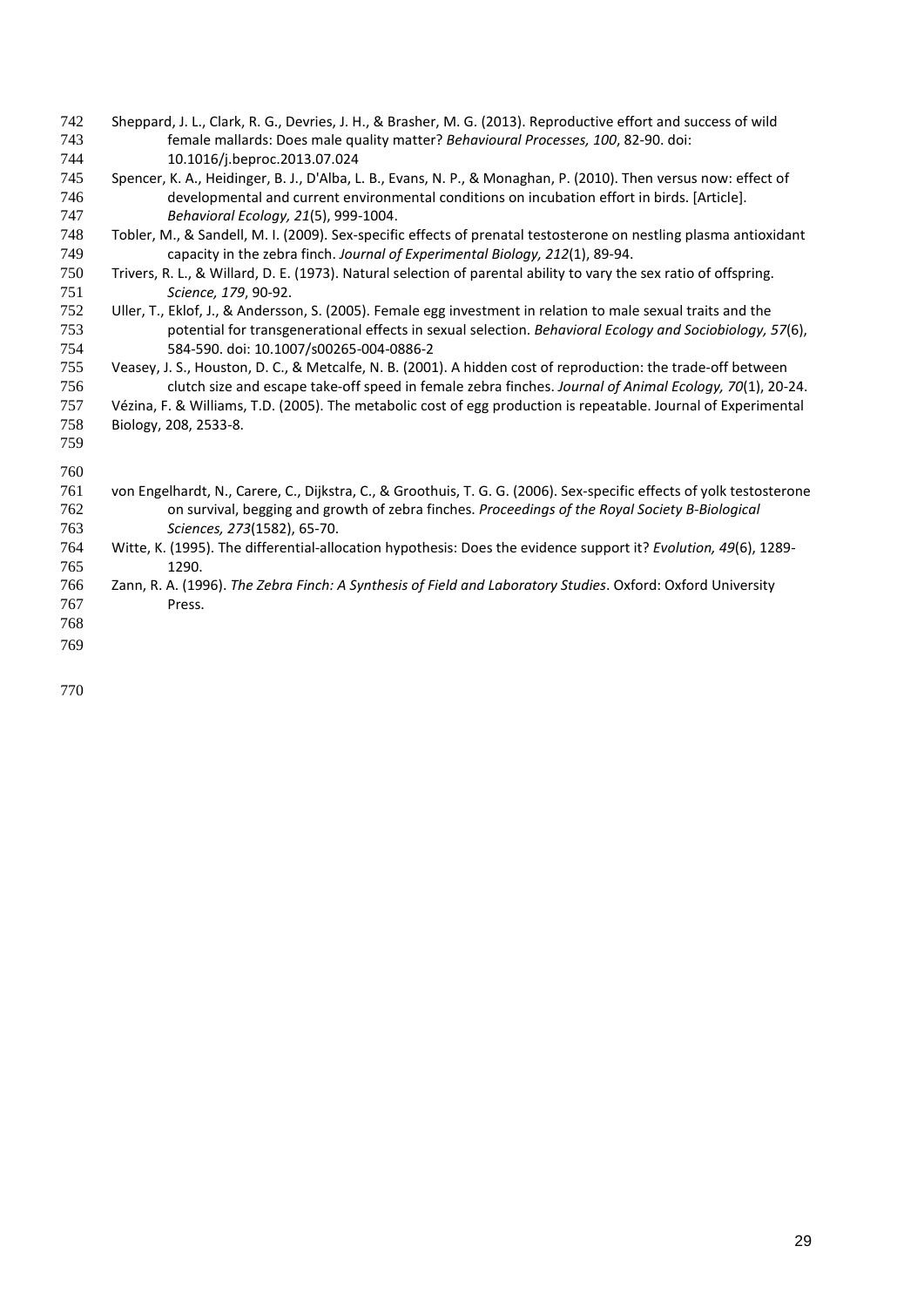Sheppard, J. L., Clark, R. G., Devries, J. H., & Brasher, M. G. (2013). Reproductive effort and success of wild female mallards: Does male quality matter? *Behavioural Processes, 100*, 82-90. doi: 10.1016/j.beproc.2013.07.024

Spencer, K. A., Heidinger, B. J., D'Alba, L. B., Evans, N. P., & Monaghan, P. (2010). Then versus now: effect of developmental and current environmental conditions on incubation effort in birds. [Article]. *Behavioral Ecology, 21*(5), 999-1004.

Tobler, M., & Sandell, M. I. (2009). Sex-specific effects of prenatal testosterone on nestling plasma antioxidant capacity in the zebra finch. *Journal of Experimental Biology, 212*(1), 89-94.

Trivers, R. L., & Willard, D. E. (1973). Natural selection of parental ability to vary the sex ratio of offspring. *Science, 179*, 90-92.

Uller, T., Eklof, J., & Andersson, S. (2005). Female egg investment in relation to male sexual traits and the potential for transgenerational effects in sexual selection. *Behavioral Ecology and Sociobiology, 57*(6), 584-590. doi: 10.1007/s00265-004-0886-2

Veasey, J. S., Houston, D. C., & Metcalfe, N. B. (2001). A hidden cost of reproduction: the trade-off between clutch size and escape take-off speed in female zebra finches. *Journal of Animal Ecology, 70*(1), 20-24.

Vézina, F. & Williams, T.D. (2005). The metabolic cost of egg production is repeatable. Journal of Experimental Biology, 208, 2533-8.

von Engelhardt, N., Carere, C., Dijkstra, C., & Groothuis, T. G. G. (2006). Sex-specific effects of yolk testosterone on survival, begging and growth of zebra finches. *Proceedings of the Royal Society B-Biological Sciences, 273*(1582), 65-70.

Witte, K. (1995). The differential-allocation hypothesis: Does the evidence support it? *Evolution, 49*(6), 1289-1290.

Zann, R. A. (1996). *The Zebra Finch: A Synthesis of Field and Laboratory Studies*. Oxford: Oxford University Press.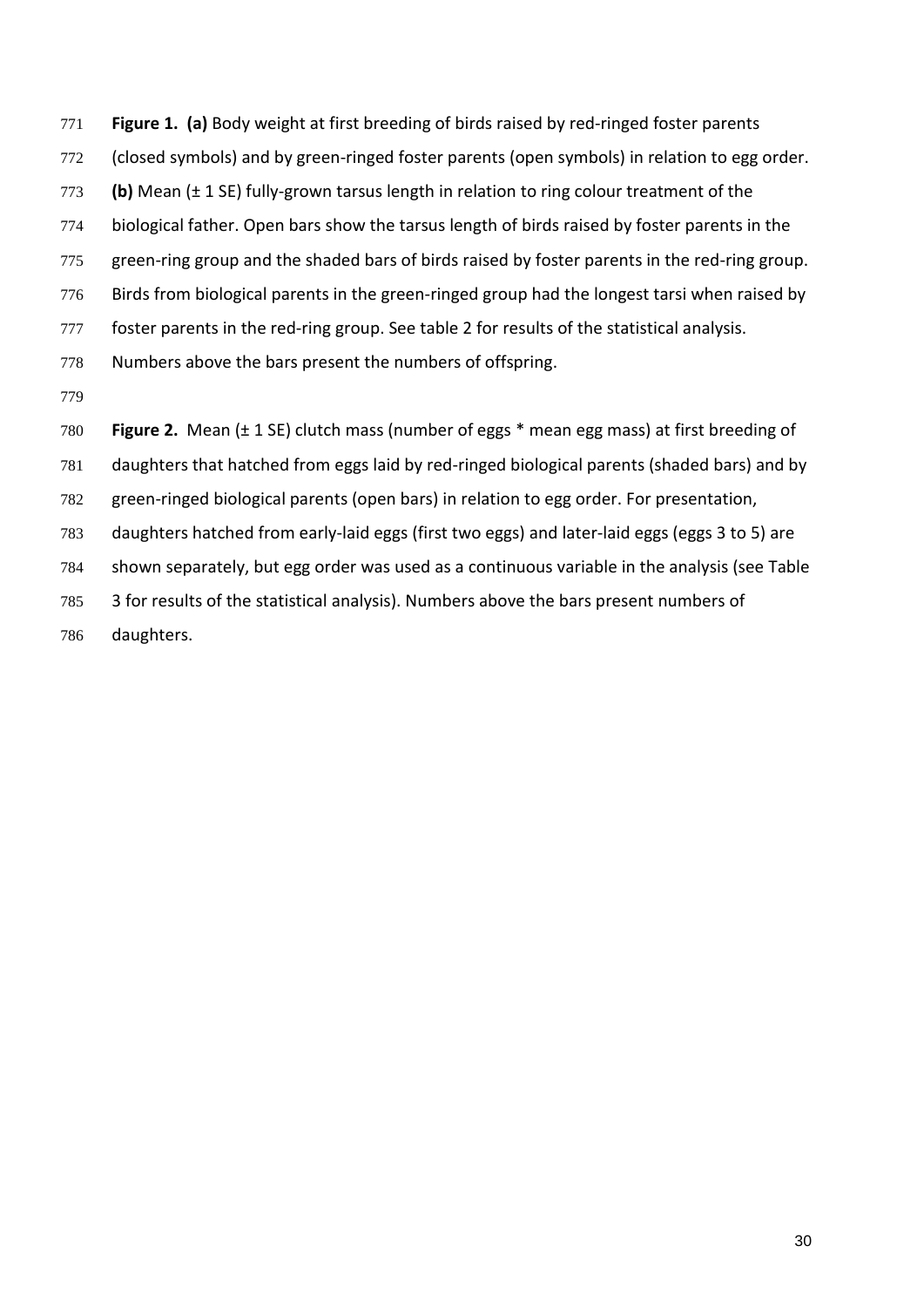**Figure 1. (a)** Body weight at first breeding of birds raised by red-ringed foster parents (closed symbols) and by green-ringed foster parents (open symbols) in relation to egg order. **(b)** Mean (± 1 SE) fully-grown tarsus length in relation to ring colour treatment of the biological father. Open bars show the tarsus length of birds raised by foster parents in the green-ring group and the shaded bars of birds raised by foster parents in the red-ring group. Birds from biological parents in the green-ringed group had the longest tarsi when raised by foster parents in the red-ring group. See table 2 for results of the statistical analysis. Numbers above the bars present the numbers of offspring.

**Figure 2.** Mean (± 1 SE) clutch mass (number of eggs * mean egg mass) at first breeding of daughters that hatched from eggs laid by red-ringed biological parents (shaded bars) and by green-ringed biological parents (open bars) in relation to egg order. For presentation, daughters hatched from early-laid eggs (first two eggs) and later-laid eggs (eggs 3 to 5) are shown separately, but egg order was used as a continuous variable in the analysis (see Table 3 for results of the statistical analysis). Numbers above the bars present numbers of daughters.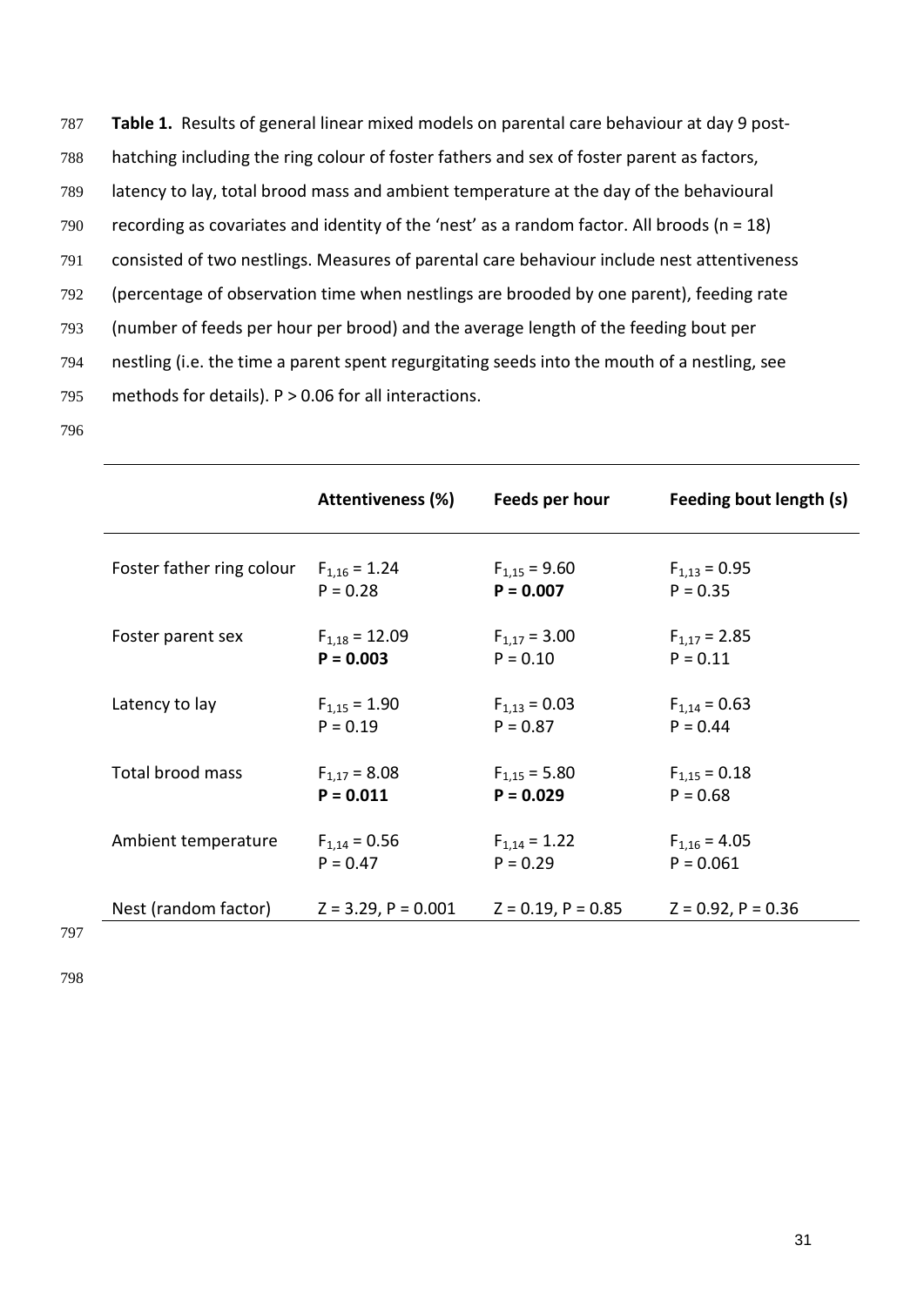**Table 1.** Results of general linear mixed models on parental care behaviour at day 9 post-hatching including the ring colour of foster fathers and sex of foster parent as factors, latency to lay, total brood mass and ambient temperature at the day of the behavioural recording as covariates and identity of the 'nest' as a random factor. All broods (n = 18) consisted of two nestlings. Measures of parental care behaviour include nest attentiveness (percentage of observation time when nestlings are brooded by one parent), feeding rate (number of feeds per hour per brood) and the average length of the feeding bout per nestling (i.e. the time a parent spent regurgitating seeds into the mouth of a nestling, see methods for details). P > 0.06 for all interactions.

| | **Attentiveness (%)** | **Feeds per hour** | **Feeding bout length (s)** |
|---|---|---|---|
| Foster father ring colour | $F_{1,16} = 1.24$<br>$P = 0.28$ | $F_{1,15} = 9.60$<br>**$P = 0.007$** | $F_{1,13} = 0.95$<br>$P = 0.35$ |
| Foster parent sex | $F_{1,18} = 12.09$<br>**$P = 0.003$** | $F_{1,17} = 3.00$<br>$P = 0.10$ | $F_{1,17} = 2.85$<br>$P = 0.11$ |
| Latency to lay | $F_{1,15} = 1.90$<br>$P = 0.19$ | $F_{1,13} = 0.03$<br>$P = 0.87$ | $F_{1,14} = 0.63$<br>$P = 0.44$ |
| Total brood mass | $F_{1,17} = 8.08$<br>**$P = 0.011$** | $F_{1,15} = 5.80$<br>**$P = 0.029$** | $F_{1,15} = 0.18$<br>$P = 0.68$ |
| Ambient temperature | $F_{1,14} = 0.56$<br>$P = 0.47$ | $F_{1,14} = 1.22$<br>$P = 0.29$ | $F_{1,16} = 4.05$<br>$P = 0.061$ |
| Nest (random factor) | $Z = 3.29$, $P = 0.001$ | $Z = 0.19$, $P = 0.85$ | $Z = 0.92$, $P = 0.36$ |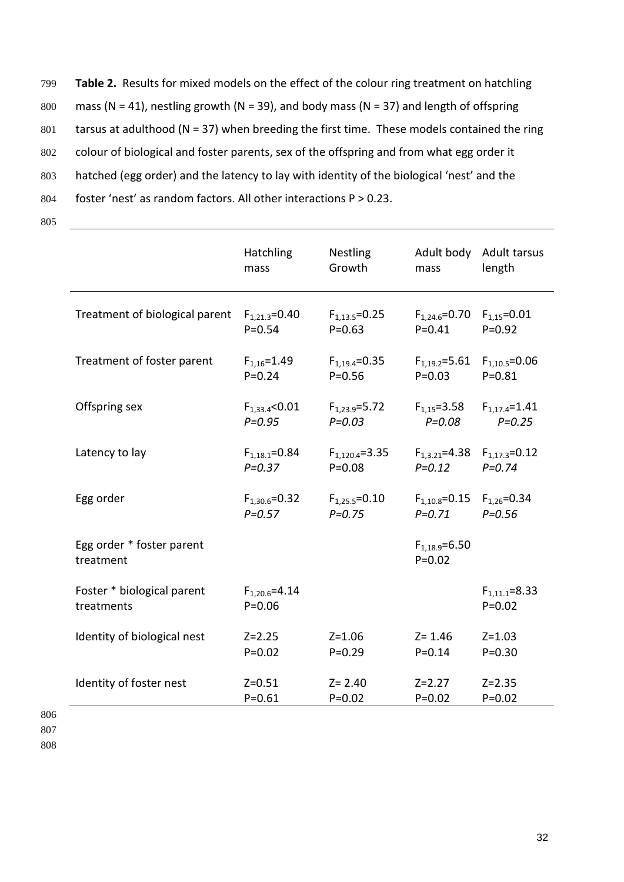**Table 2.** Results for mixed models on the effect of the colour ring treatment on hatchling mass (N = 41), nestling growth (N = 39), and body mass (N = 37) and length of offspring tarsus at adulthood (N = 37) when breeding the first time. These models contained the ring colour of biological and foster parents, sex of the offspring and from what egg order it hatched (egg order) and the latency to lay with identity of the biological 'nest' and the foster 'nest' as random factors. All other interactions P > 0.23.

| | Hatchling mass | Nestling Growth | Adult body mass | Adult tarsus length |
|---|---|---|---|---|
| Treatment of biological parent | $F_{1,21.3}=0.40$ $P=0.54$ | $F_{1,13.5}=0.25$ $P=0.63$ | $F_{1,24.6}=0.70$ $P=0.41$ | $F_{1,15}=0.01$ $P=0.92$ |
| Treatment of foster parent | $F_{1,16}=1.49$ $P=0.24$ | $F_{1,19.4}=0.35$ $P=0.56$ | $F_{1,19.2}=5.61$ $P=0.03$ | $F_{1,10.5}=0.06$ $P=0.81$ |
| Offspring sex | $F_{1,33.4}<0.01$ *$P=0.95$* | $F_{1,23.9}=5.72$ *$P=0.03$* | $F_{1,15}=3.58$ *$P=0.08$* | $F_{1,17.4}=1.41$ *$P=0.25$* |
| Latency to lay | $F_{1,18.1}=0.84$ *$P=0.37$* | $F_{1,120.4}=3.35$ $P=0.08$ | $F_{1,3.21}=4.38$ *$P=0.12$* | $F_{1,17.3}=0.12$ *$P=0.74$* |
| Egg order | $F_{1,30.6}=0.32$ *$P=0.57$* | $F_{1,25.5}=0.10$ *$P=0.75$* | $F_{1,10.8}=0.15$ *$P=0.71$* | $F_{1,26}=0.34$ *$P=0.56$* |
| Egg order * foster parent treatment | | | $F_{1,18.9}=6.50$ $P=0.02$ | |
| Foster * biological parent treatments | $F_{1,20.6}=4.14$ $P=0.06$ | | | $F_{1,11.1}=8.33$ $P=0.02$ |
| Identity of biological nest | $Z=2.25$ $P=0.02$ | $Z=1.06$ $P=0.29$ | $Z=1.46$ $P=0.14$ | $Z=1.03$ $P=0.30$ |
| Identity of foster nest | $Z=0.51$ $P=0.61$ | $Z=2.40$ $P=0.02$ | $Z=2.27$ $P=0.02$ | $Z=2.35$ $P=0.02$ |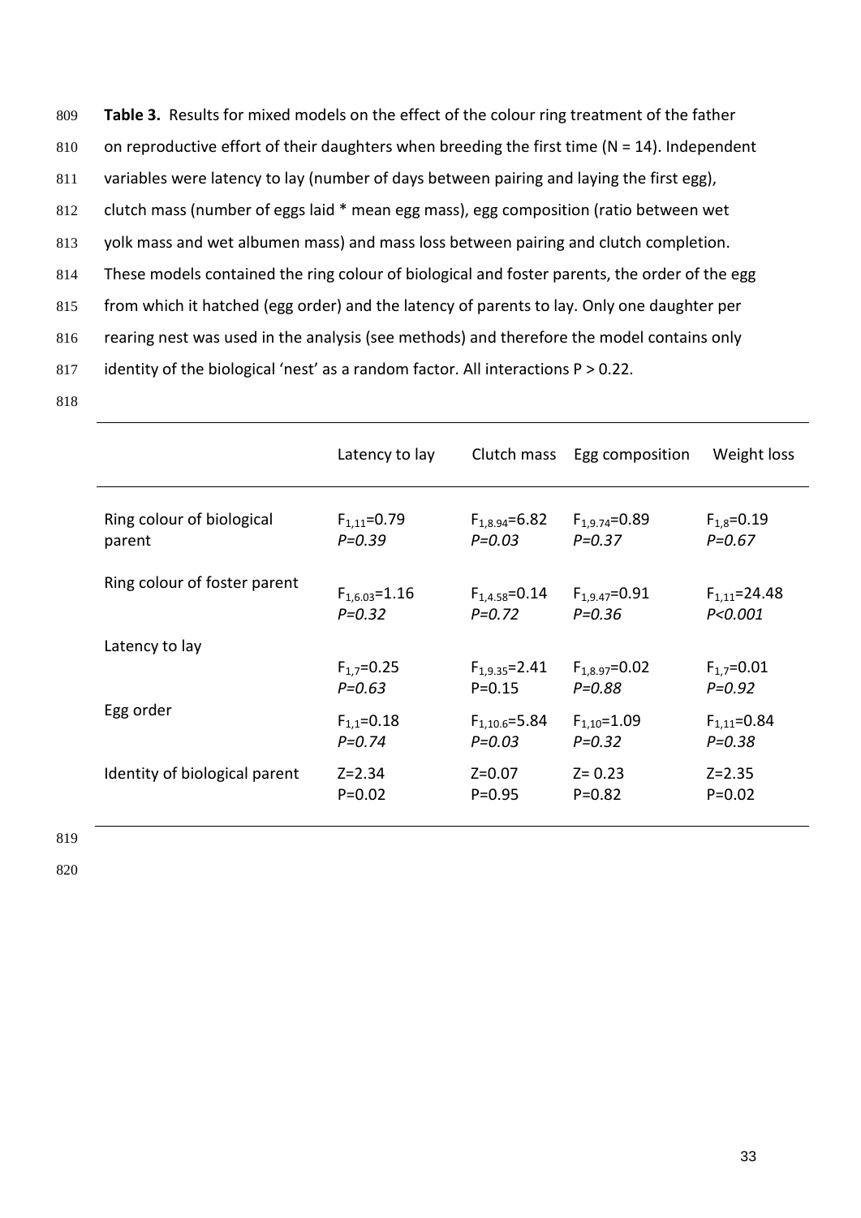**Table 3.** Results for mixed models on the effect of the colour ring treatment of the father on reproductive effort of their daughters when breeding the first time (N = 14). Independent variables were latency to lay (number of days between pairing and laying the first egg), clutch mass (number of eggs laid * mean egg mass), egg composition (ratio between wet yolk mass and wet albumen mass) and mass loss between pairing and clutch completion. These models contained the ring colour of biological and foster parents, the order of the egg from which it hatched (egg order) and the latency of parents to lay. Only one daughter per rearing nest was used in the analysis (see methods) and therefore the model contains only identity of the biological 'nest' as a random factor. All interactions P > 0.22.

| | Latency to lay | Clutch mass | Egg composition | Weight loss |
|---|---|---|---|---|
| Ring colour of biological parent | $F_{1,11}=0.79$ *P=0.39* | $F_{1,8.94}=6.82$ *P=0.03* | $F_{1,9.74}=0.89$ *P=0.37* | $F_{1,8}=0.19$ *P=0.67* |
| Ring colour of foster parent | $F_{1,6.03}=1.16$ *P=0.32* | $F_{1,4.58}=0.14$ *P=0.72* | $F_{1,9.47}=0.91$ *P=0.36* | $F_{1,11}=24.48$ *P<0.001* |
| Latency to lay | $F_{1,7}=0.25$ *P=0.63* | $F_{1,9.35}=2.41$ P=0.15 | $F_{1,8.97}=0.02$ *P=0.88* | $F_{1,7}=0.01$ *P=0.92* |
| Egg order | $F_{1,1}=0.18$ *P=0.74* | $F_{1,10.6}=5.84$ *P=0.03* | $F_{1,10}=1.09$ *P=0.32* | $F_{1,11}=0.84$ *P=0.38* |
| Identity of biological parent | Z=2.34 P=0.02 | Z=0.07 P=0.95 | Z= 0.23 P=0.82 | Z=2.35 P=0.02 |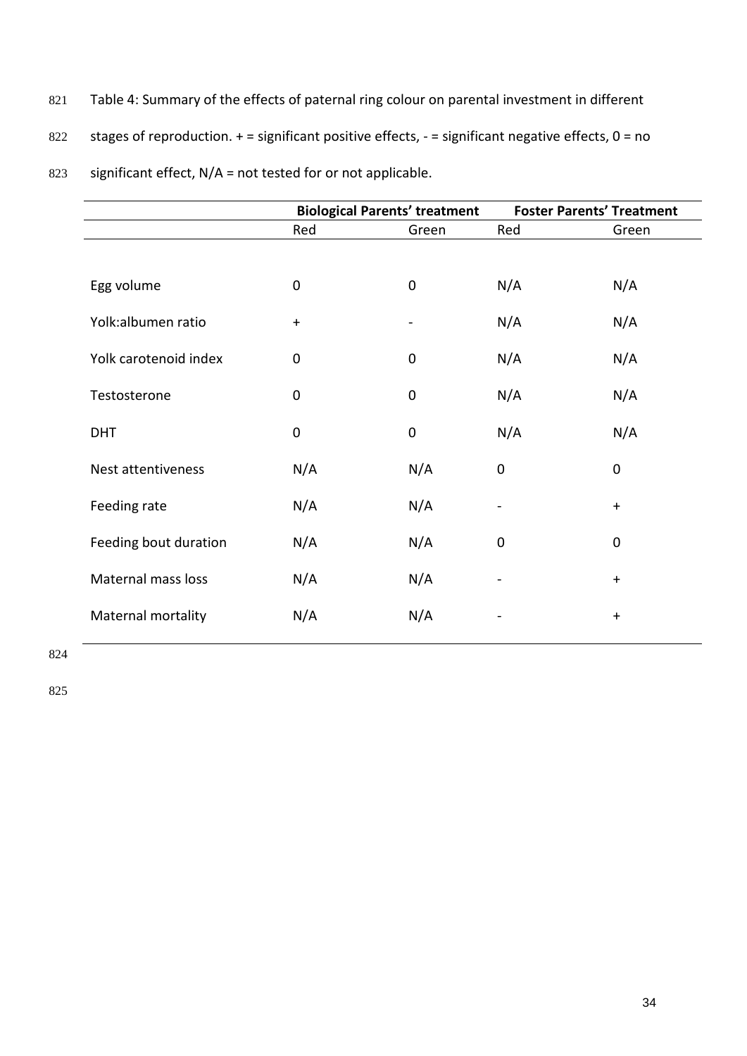Table 4: Summary of the effects of paternal ring colour on parental investment in different stages of reproduction. + = significant positive effects, - = significant negative effects, 0 = no significant effect, N/A = not tested for or not applicable.

| | **Biological Parents' treatment** | | **Foster Parents' Treatment** | |
|---|---|---|---|---|
| | Red | Green | Red | Green |
| Egg volume | 0 | 0 | N/A | N/A |
| Yolk:albumen ratio | + | - | N/A | N/A |
| Yolk carotenoid index | 0 | 0 | N/A | N/A |
| Testosterone | 0 | 0 | N/A | N/A |
| DHT | 0 | 0 | N/A | N/A |
| Nest attentiveness | N/A | N/A | 0 | 0 |
| Feeding rate | N/A | N/A | - | + |
| Feeding bout duration | N/A | N/A | 0 | 0 |
| Maternal mass loss | N/A | N/A | - | + |
| Maternal mortality | N/A | N/A | - | + |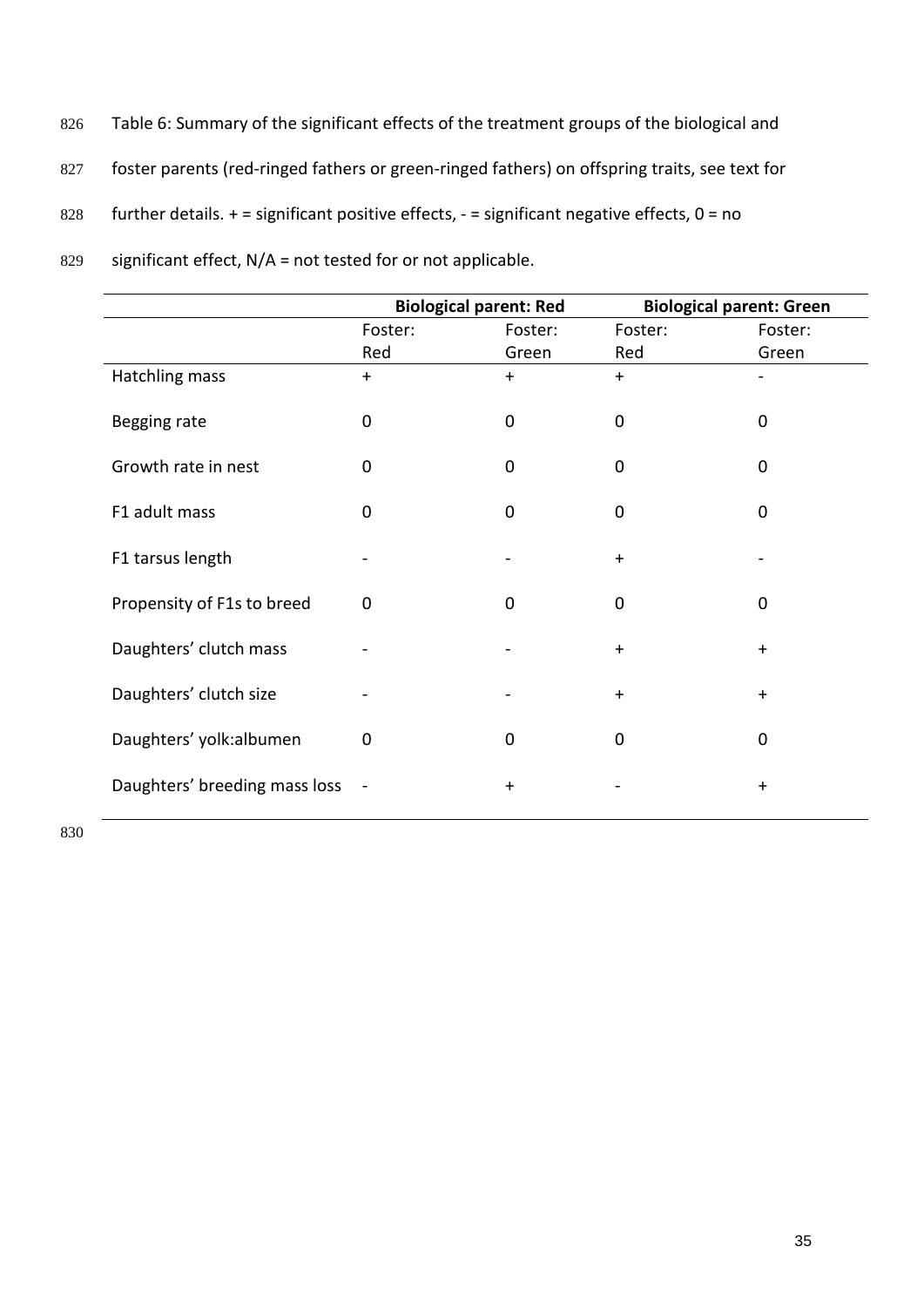Table 6: Summary of the significant effects of the treatment groups of the biological and foster parents (red-ringed fathers or green-ringed fathers) on offspring traits, see text for further details. + = significant positive effects, - = significant negative effects, 0 = no significant effect, N/A = not tested for or not applicable.

| | Biological parent: Red | | Biological parent: Green | |
|---|---|---|---|---|
| | Foster: Red | Foster: Green | Foster: Red | Foster: Green |
| Hatchling mass | + | + | + | - |
| Begging rate | 0 | 0 | 0 | 0 |
| Growth rate in nest | 0 | 0 | 0 | 0 |
| F1 adult mass | 0 | 0 | 0 | 0 |
| F1 tarsus length | - | - | + | - |
| Propensity of F1s to breed | 0 | 0 | 0 | 0 |
| Daughters' clutch mass | - | - | + | + |
| Daughters' clutch size | - | - | + | + |
| Daughters' yolk:albumen | 0 | 0 | 0 | 0 |
| Daughters' breeding mass loss | - | + | - | + |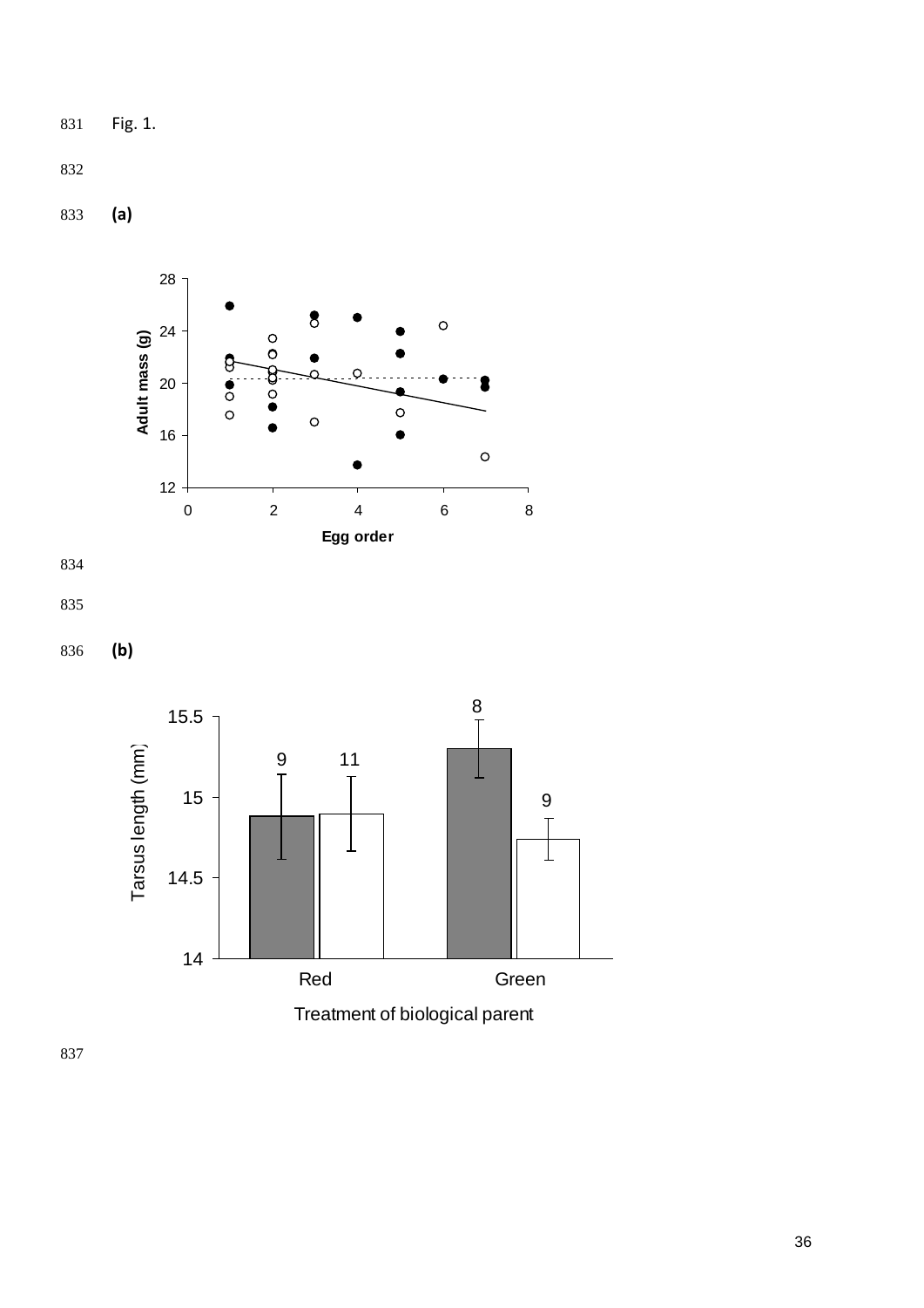Fig. 1.

**(a)**

**(b)**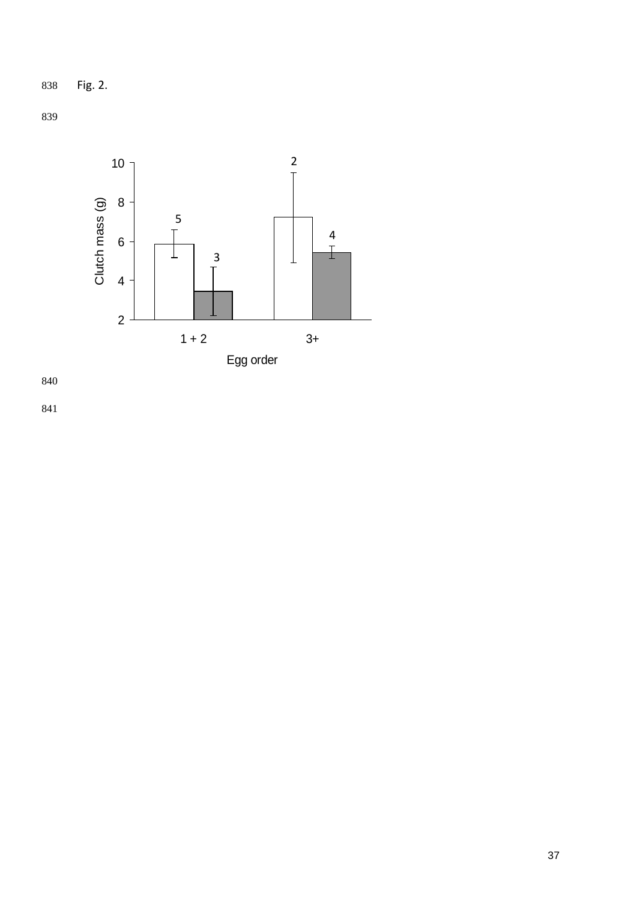Fig. 2.

10
8
6
4
2
Clutch mass (g)
5
3
2
4
1 + 2
3+
Egg order